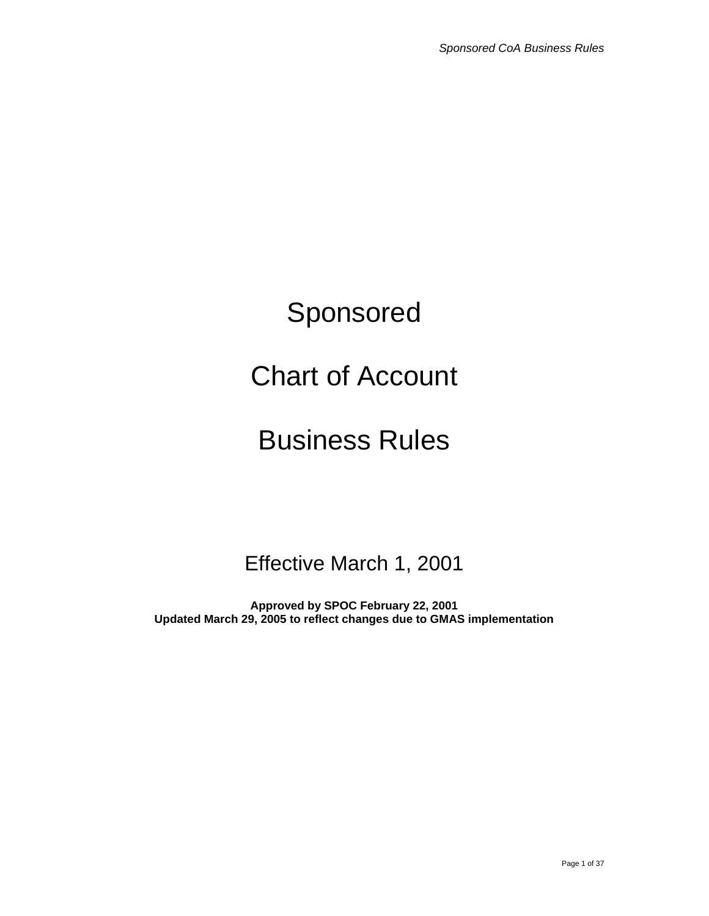# Sponsored

# Chart of Account

# Business Rules

Effective March 1, 2001

**Approved by SPOC February 22, 2001**
**Updated March 29, 2005 to reflect changes due to GMAS implementation**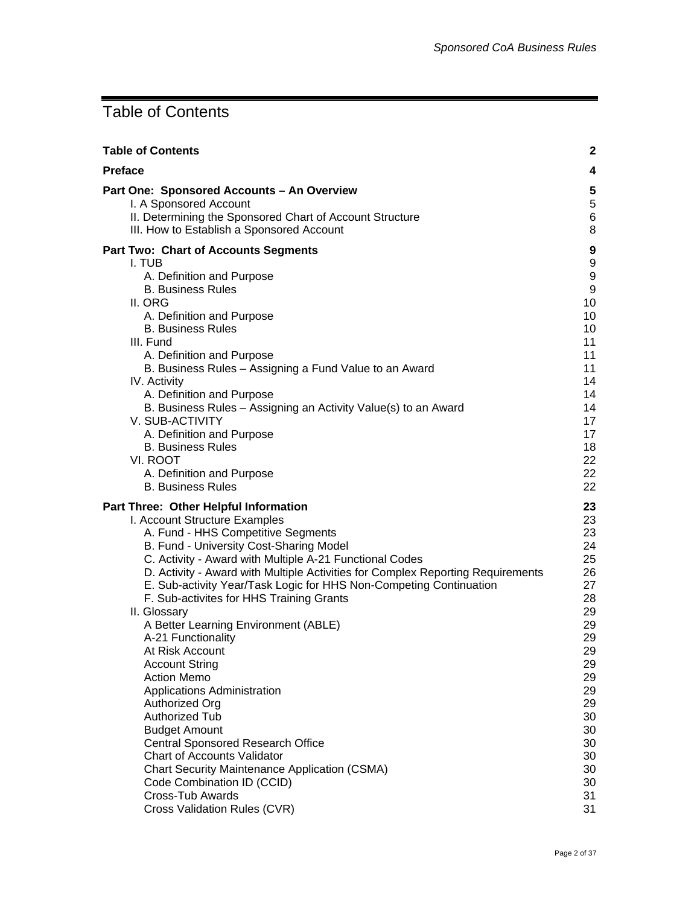# Table of Contents

| | |
|---|---|
| **Table of Contents** | **2** |
| **Preface** | **4** |
| **Part One: Sponsored Accounts – An Overview** | **5** |
| I. A Sponsored Account | 5 |
| II. Determining the Sponsored Chart of Account Structure | 6 |
| III. How to Establish a Sponsored Account | 8 |
| **Part Two: Chart of Accounts Segments** | **9** |
| I. TUB | 9 |
| A. Definition and Purpose | 9 |
| B. Business Rules | 9 |
| II. ORG | 10 |
| A. Definition and Purpose | 10 |
| B. Business Rules | 10 |
| III. Fund | 11 |
| A. Definition and Purpose | 11 |
| B. Business Rules – Assigning a Fund Value to an Award | 11 |
| IV. Activity | 14 |
| A. Definition and Purpose | 14 |
| B. Business Rules – Assigning an Activity Value(s) to an Award | 14 |
| V. SUB-ACTIVITY | 17 |
| A. Definition and Purpose | 17 |
| B. Business Rules | 18 |
| VI. ROOT | 22 |
| A. Definition and Purpose | 22 |
| B. Business Rules | 22 |
| **Part Three: Other Helpful Information** | **23** |
| I. Account Structure Examples | 23 |
| A. Fund - HHS Competitive Segments | 23 |
| B. Fund - University Cost-Sharing Model | 24 |
| C. Activity - Award with Multiple A-21 Functional Codes | 25 |
| D. Activity - Award with Multiple Activities for Complex Reporting Requirements | 26 |
| E. Sub-activity Year/Task Logic for HHS Non-Competing Continuation | 27 |
| F. Sub-activites for HHS Training Grants | 28 |
| II. Glossary | 29 |
| A Better Learning Environment (ABLE) | 29 |
| A-21 Functionality | 29 |
| At Risk Account | 29 |
| Account String | 29 |
| Action Memo | 29 |
| Applications Administration | 29 |
| Authorized Org | 29 |
| Authorized Tub | 30 |
| Budget Amount | 30 |
| Central Sponsored Research Office | 30 |
| Chart of Accounts Validator | 30 |
| Chart Security Maintenance Application (CSMA) | 30 |
| Code Combination ID (CCID) | 30 |
| Cross-Tub Awards | 31 |
| Cross Validation Rules (CVR) | 31 |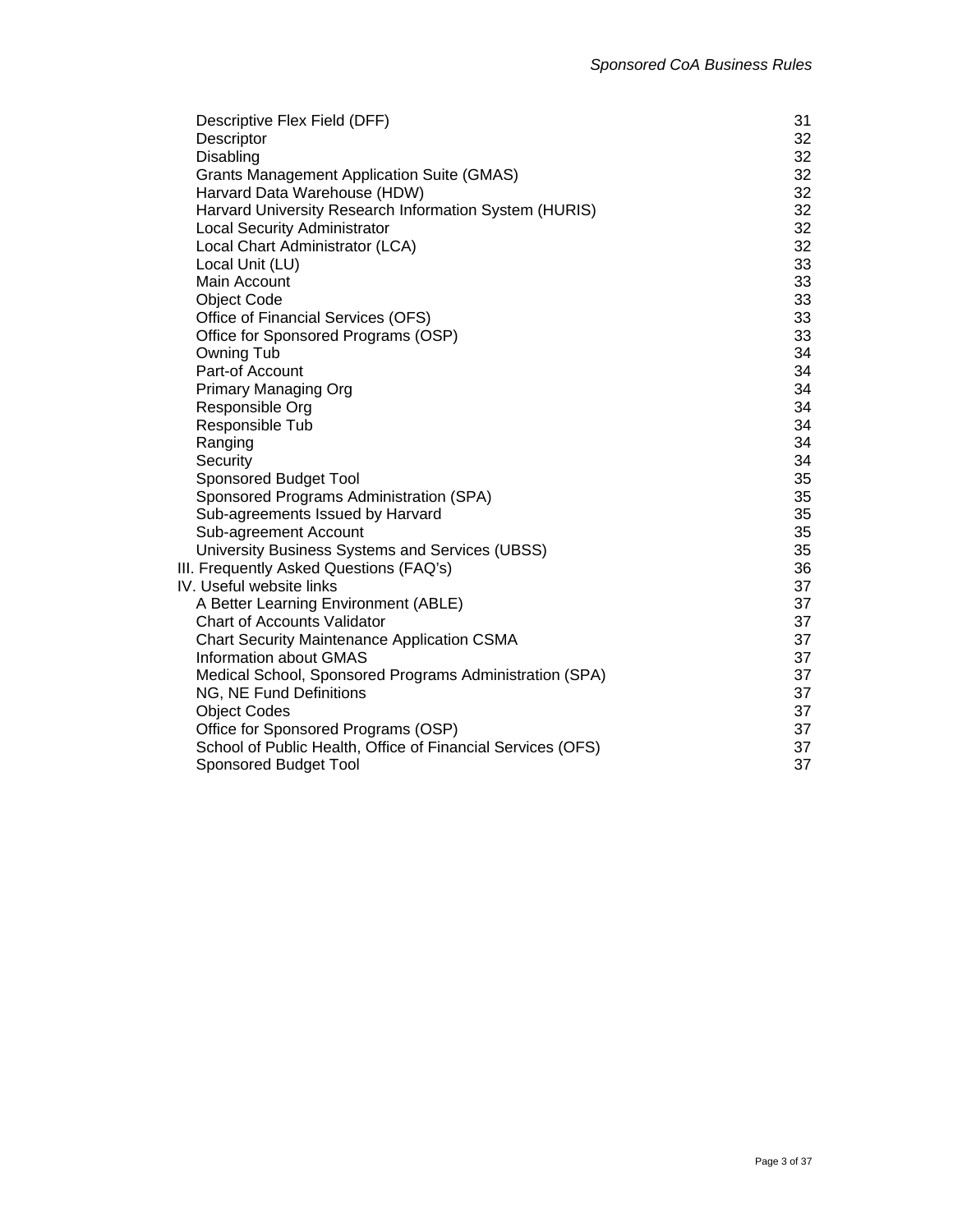Descriptive Flex Field (DFF) 31
Descriptor 32
Disabling 32
Grants Management Application Suite (GMAS) 32
Harvard Data Warehouse (HDW) 32
Harvard University Research Information System (HURIS) 32
Local Security Administrator 32
Local Chart Administrator (LCA) 32
Local Unit (LU) 33
Main Account 33
Object Code 33
Office of Financial Services (OFS) 33
Office for Sponsored Programs (OSP) 33
Owning Tub 34
Part-of Account 34
Primary Managing Org 34
Responsible Org 34
Responsible Tub 34
Ranging 34
Security 34
Sponsored Budget Tool 35
Sponsored Programs Administration (SPA) 35
Sub-agreements Issued by Harvard 35
Sub-agreement Account 35
University Business Systems and Services (UBSS) 35

III. Frequently Asked Questions (FAQ's) 36

IV. Useful website links 37
A Better Learning Environment (ABLE) 37
Chart of Accounts Validator 37
Chart Security Maintenance Application CSMA 37
Information about GMAS 37
Medical School, Sponsored Programs Administration (SPA) 37
NG, NE Fund Definitions 37
Object Codes 37
Office for Sponsored Programs (OSP) 37
School of Public Health, Office of Financial Services (OFS) 37
Sponsored Budget Tool 37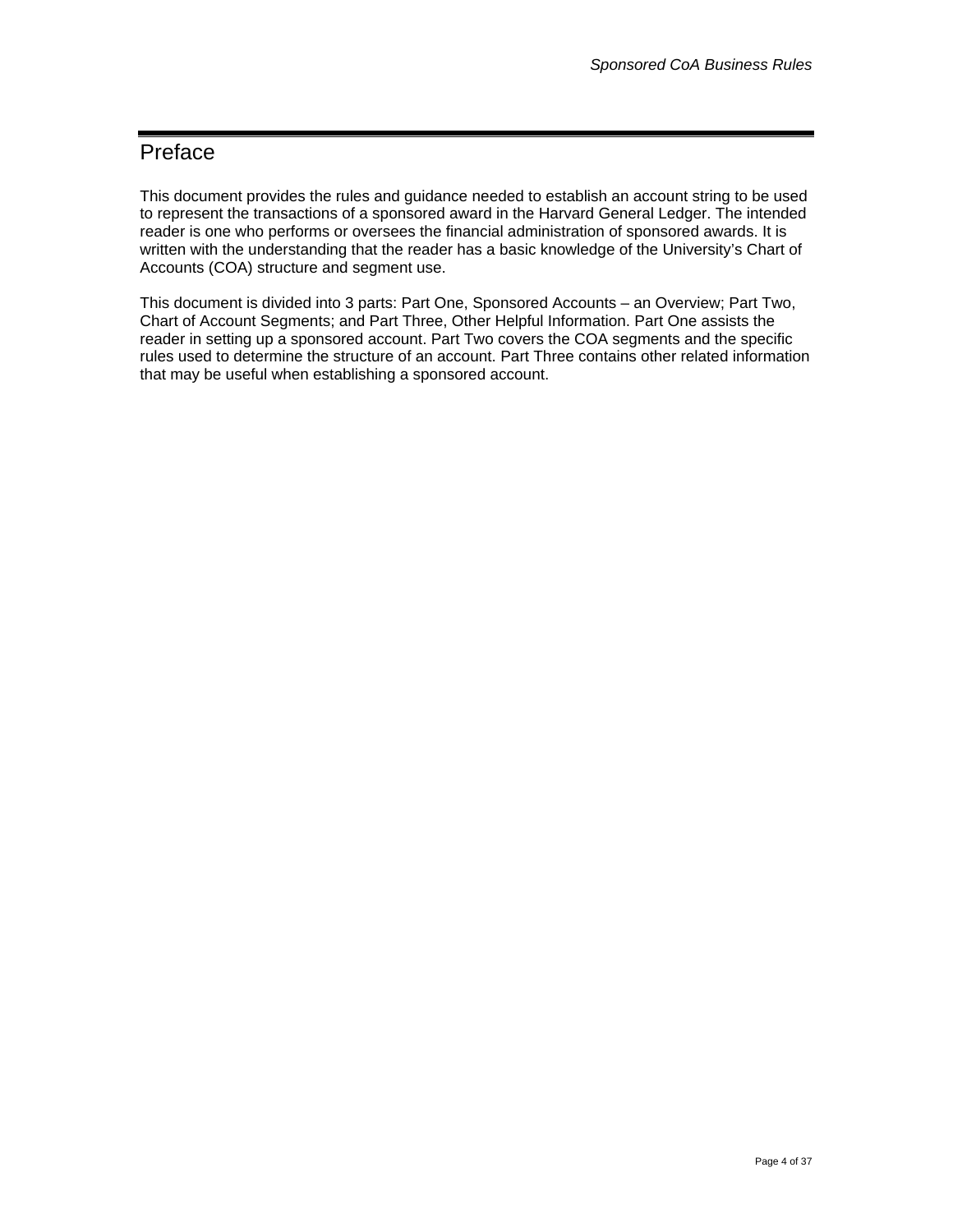# Preface

This document provides the rules and guidance needed to establish an account string to be used to represent the transactions of a sponsored award in the Harvard General Ledger. The intended reader is one who performs or oversees the financial administration of sponsored awards. It is written with the understanding that the reader has a basic knowledge of the University's Chart of Accounts (COA) structure and segment use.

This document is divided into 3 parts: Part One, Sponsored Accounts – an Overview; Part Two, Chart of Account Segments; and Part Three, Other Helpful Information. Part One assists the reader in setting up a sponsored account. Part Two covers the COA segments and the specific rules used to determine the structure of an account. Part Three contains other related information that may be useful when establishing a sponsored account.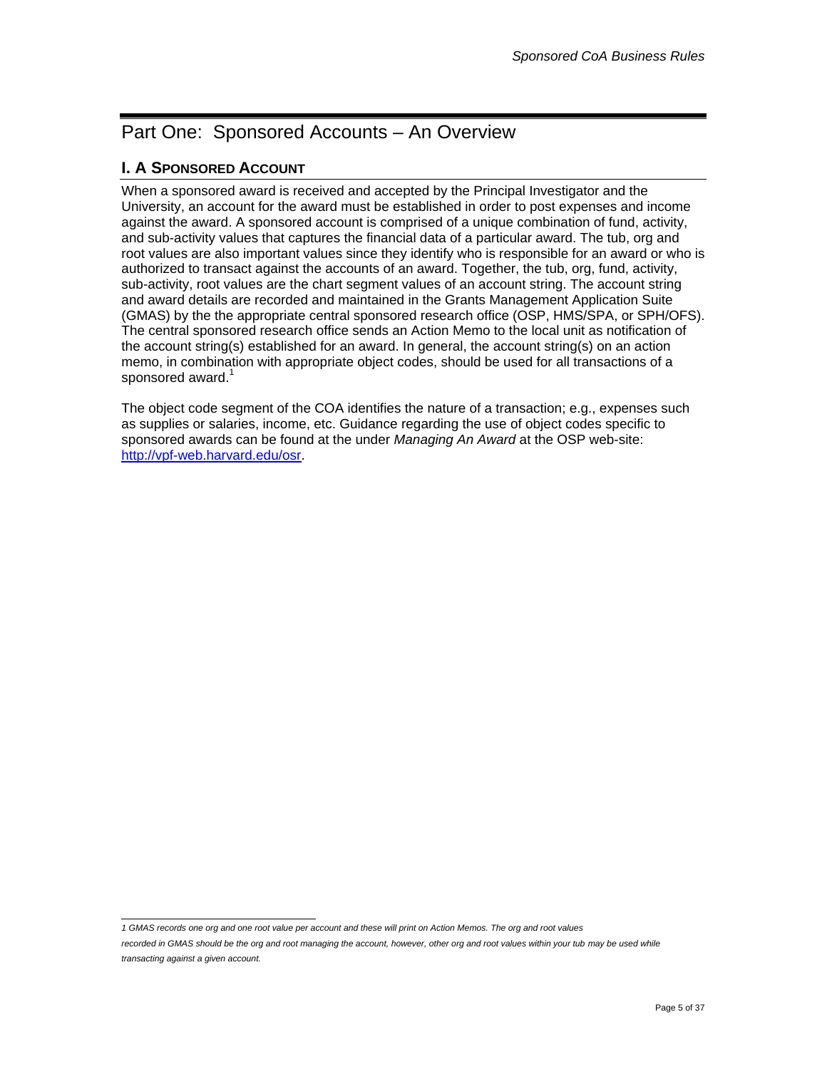# Part One: Sponsored Accounts – An Overview

## I. A Sponsored Account

When a sponsored award is received and accepted by the Principal Investigator and the University, an account for the award must be established in order to post expenses and income against the award. A sponsored account is comprised of a unique combination of fund, activity, and sub-activity values that captures the financial data of a particular award. The tub, org and root values are also important values since they identify who is responsible for an award or who is authorized to transact against the accounts of an award. Together, the tub, org, fund, activity, sub-activity, root values are the chart segment values of an account string. The account string and award details are recorded and maintained in the Grants Management Application Suite (GMAS) by the the appropriate central sponsored research office (OSP, HMS/SPA, or SPH/OFS). The central sponsored research office sends an Action Memo to the local unit as notification of the account string(s) established for an award. In general, the account string(s) on an action memo, in combination with appropriate object codes, should be used for all transactions of a sponsored award.[1]

The object code segment of the COA identifies the nature of a transaction; e.g., expenses such as supplies or salaries, income, etc. Guidance regarding the use of object codes specific to sponsored awards can be found at the under *Managing An Award* at the OSP web-site: http://vpf-web.harvard.edu/osr.

---

*1 GMAS records one org and one root value per account and these will print on Action Memos. The org and root values recorded in GMAS should be the org and root managing the account, however, other org and root values within your tub may be used while transacting against a given account.*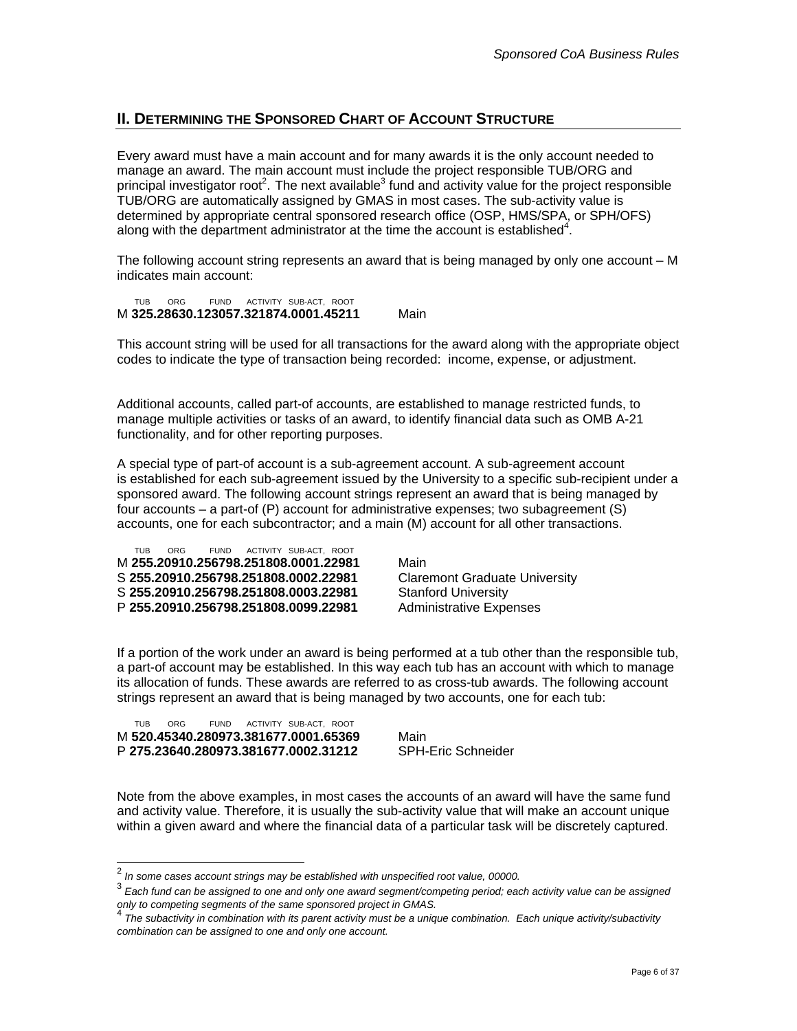## II. Determining the Sponsored Chart of Account Structure

Every award must have a main account and for many awards it is the only account needed to manage an award. The main account must include the project responsible TUB/ORG and principal investigator root[2]. The next available[3] fund and activity value for the project responsible TUB/ORG are automatically assigned by GMAS in most cases. The sub-activity value is determined by appropriate central sponsored research office (OSP, HMS/SPA, or SPH/OFS) along with the department administrator at the time the account is established[4].

The following account string represents an award that is being managed by only one account – M indicates main account:

```
  TUB    ORG      FUND    ACTIVITY  SUB-ACT,  ROOT
M 325.28630.123057.321874.0001.45211          Main
```

This account string will be used for all transactions for the award along with the appropriate object codes to indicate the type of transaction being recorded: income, expense, or adjustment.

Additional accounts, called part-of accounts, are established to manage restricted funds, to manage multiple activities or tasks of an award, to identify financial data such as OMB A-21 functionality, and for other reporting purposes.

A special type of part-of account is a sub-agreement account. A sub-agreement account is established for each sub-agreement issued by the University to a specific sub-recipient under a sponsored award. The following account strings represent an award that is being managed by four accounts – a part-of (P) account for administrative expenses; two subagreement (S) accounts, one for each subcontractor; and a main (M) account for all other transactions.

```
  TUB    ORG      FUND    ACTIVITY  SUB-ACT,  ROOT
M 255.20910.256798.251808.0001.22981          Main
S 255.20910.256798.251808.0002.22981          Claremont Graduate University
S 255.20910.256798.251808.0003.22981          Stanford University
P 255.20910.256798.251808.0099.22981          Administrative Expenses
```

If a portion of the work under an award is being performed at a tub other than the responsible tub, a part-of account may be established. In this way each tub has an account with which to manage its allocation of funds. These awards are referred to as cross-tub awards. The following account strings represent an award that is being managed by two accounts, one for each tub:

```
  TUB    ORG      FUND    ACTIVITY  SUB-ACT,  ROOT
M 520.45340.280973.381677.0001.65369          Main
P 275.23640.280973.381677.0002.31212          SPH-Eric Schneider
```

Note from the above examples, in most cases the accounts of an award will have the same fund and activity value. Therefore, it is usually the sub-activity value that will make an account unique within a given award and where the financial data of a particular task will be discretely captured.

---

[2] *In some cases account strings may be established with unspecified root value, 00000.*

[3] *Each fund can be assigned to one and only one award segment/competing period; each activity value can be assigned only to competing segments of the same sponsored project in GMAS.*

[4] *The subactivity in combination with its parent activity must be a unique combination. Each unique activity/subactivity combination can be assigned to one and only one account.*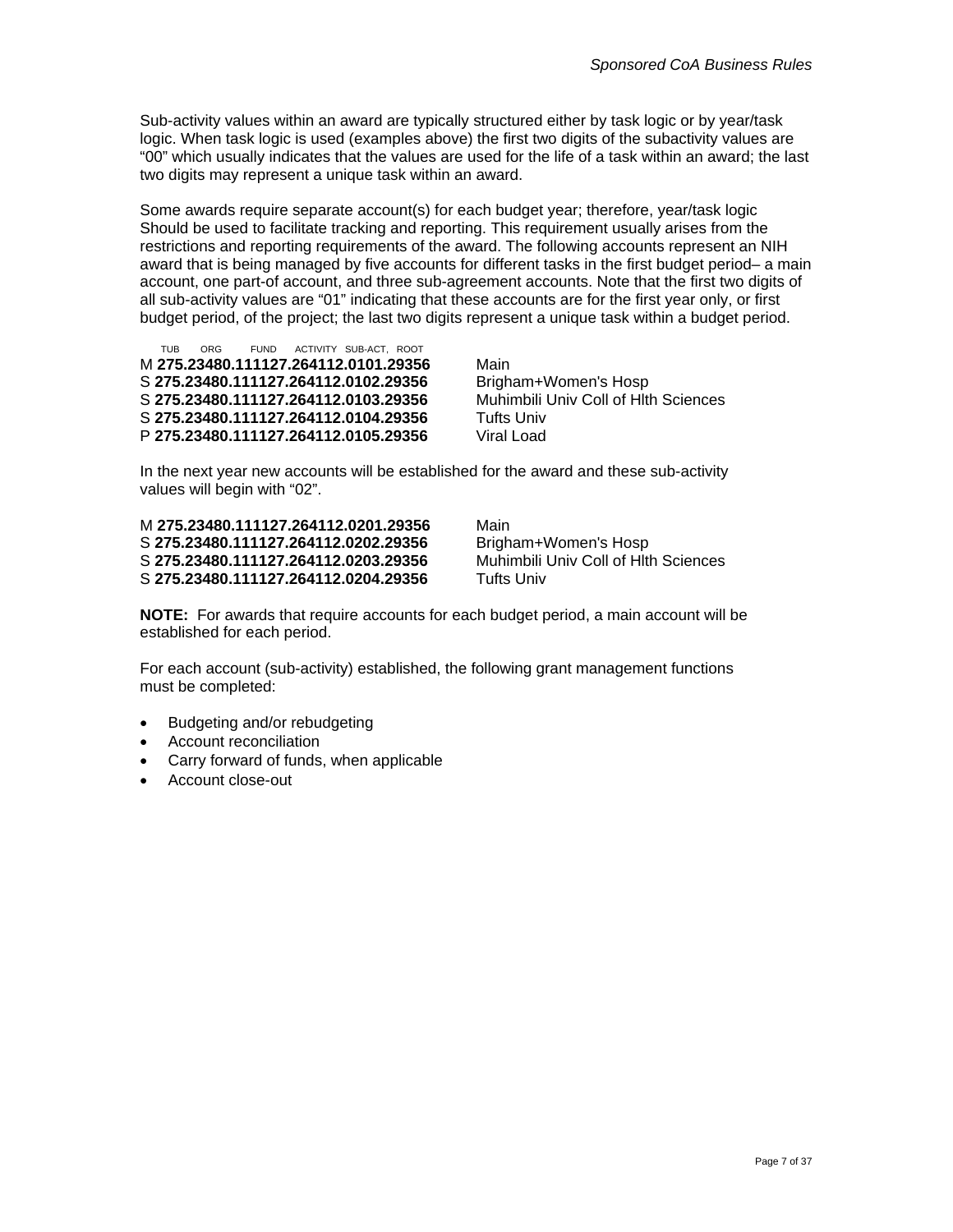Sub-activity values within an award are typically structured either by task logic or by year/task logic. When task logic is used (examples above) the first two digits of the subactivity values are "00" which usually indicates that the values are used for the life of a task within an award; the last two digits may represent a unique task within an award.

Some awards require separate account(s) for each budget year; therefore, year/task logic Should be used to facilitate tracking and reporting. This requirement usually arises from the restrictions and reporting requirements of the award. The following accounts represent an NIH award that is being managed by five accounts for different tasks in the first budget period– a main account, one part-of account, and three sub-agreement accounts. Note that the first two digits of all sub-activity values are "01" indicating that these accounts are for the first year only, or first budget period, of the project; the last two digits represent a unique task within a budget period.

```
  TUB   ORG    FUND   ACTIVITY SUB-ACT, ROOT
M 275.23480.111127.264112.0101.29356     Main
S 275.23480.111127.264112.0102.29356     Brigham+Women's Hosp
S 275.23480.111127.264112.0103.29356     Muhimbili Univ Coll of Hlth Sciences
S 275.23480.111127.264112.0104.29356     Tufts Univ
P 275.23480.111127.264112.0105.29356     Viral Load
```

In the next year new accounts will be established for the award and these sub-activity values will begin with "02".

```
M 275.23480.111127.264112.0201.29356     Main
S 275.23480.111127.264112.0202.29356     Brigham+Women's Hosp
S 275.23480.111127.264112.0203.29356     Muhimbili Univ Coll of Hlth Sciences
S 275.23480.111127.264112.0204.29356     Tufts Univ
```

**NOTE:** For awards that require accounts for each budget period, a main account will be established for each period.

For each account (sub-activity) established, the following grant management functions must be completed:

- Budgeting and/or rebudgeting
- Account reconciliation
- Carry forward of funds, when applicable
- Account close-out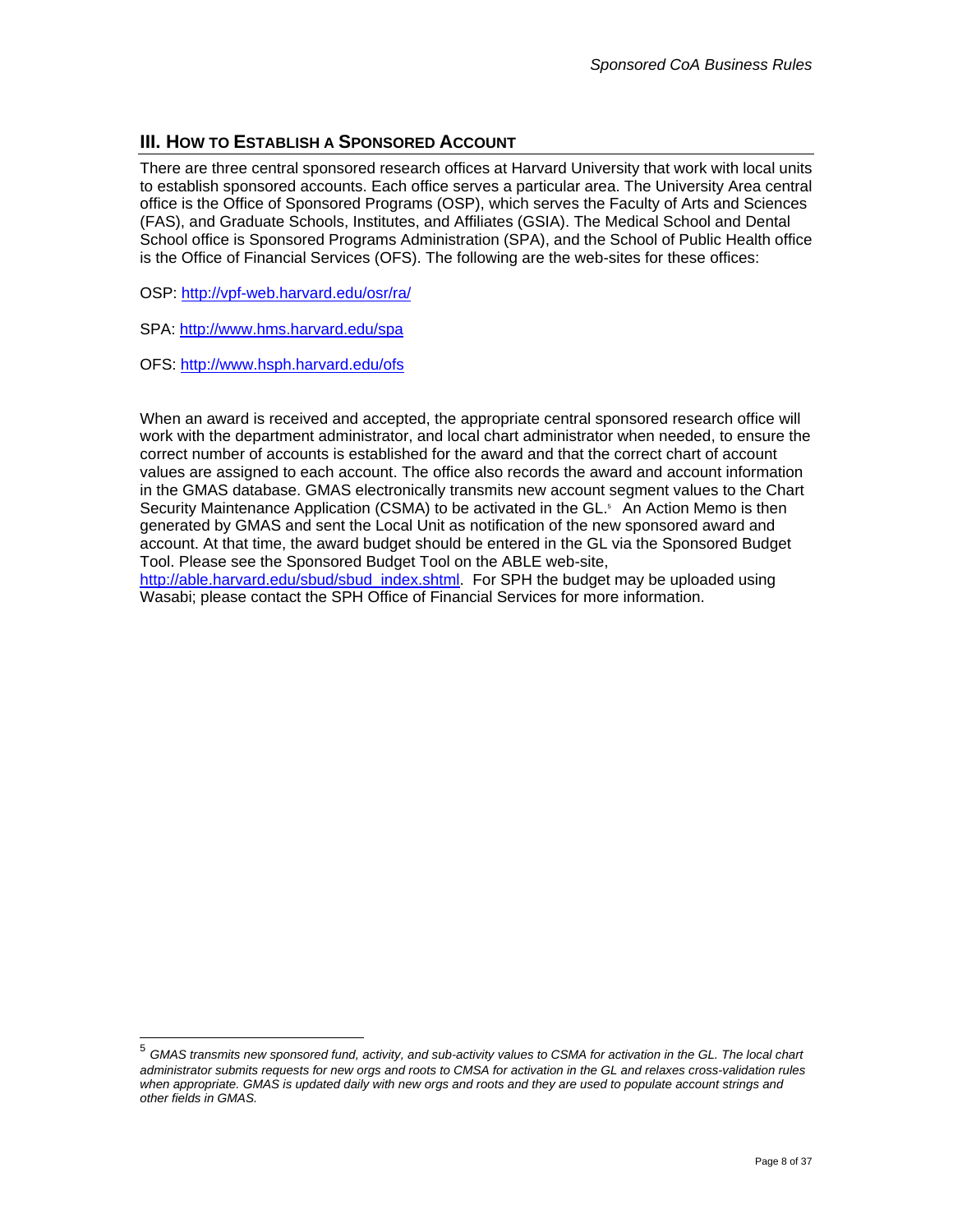## III. How to Establish a Sponsored Account

There are three central sponsored research offices at Harvard University that work with local units to establish sponsored accounts. Each office serves a particular area. The University Area central office is the Office of Sponsored Programs (OSP), which serves the Faculty of Arts and Sciences (FAS), and Graduate Schools, Institutes, and Affiliates (GSIA). The Medical School and Dental School office is Sponsored Programs Administration (SPA), and the School of Public Health office is the Office of Financial Services (OFS). The following are the web-sites for these offices:

OSP: http://vpf-web.harvard.edu/osr/ra/

SPA: http://www.hms.harvard.edu/spa

OFS: http://www.hsph.harvard.edu/ofs

When an award is received and accepted, the appropriate central sponsored research office will work with the department administrator, and local chart administrator when needed, to ensure the correct number of accounts is established for the award and that the correct chart of account values are assigned to each account. The office also records the award and account information in the GMAS database. GMAS electronically transmits new account segment values to the Chart Security Maintenance Application (CSMA) to be activated in the GL.[5] An Action Memo is then generated by GMAS and sent the Local Unit as notification of the new sponsored award and account. At that time, the award budget should be entered in the GL via the Sponsored Budget Tool. Please see the Sponsored Budget Tool on the ABLE web-site, http://able.harvard.edu/sbud/sbud_index.shtml. For SPH the budget may be uploaded using Wasabi; please contact the SPH Office of Financial Services for more information.

---

[5] *GMAS transmits new sponsored fund, activity, and sub-activity values to CSMA for activation in the GL. The local chart administrator submits requests for new orgs and roots to CMSA for activation in the GL and relaxes cross-validation rules when appropriate. GMAS is updated daily with new orgs and roots and they are used to populate account strings and other fields in GMAS.*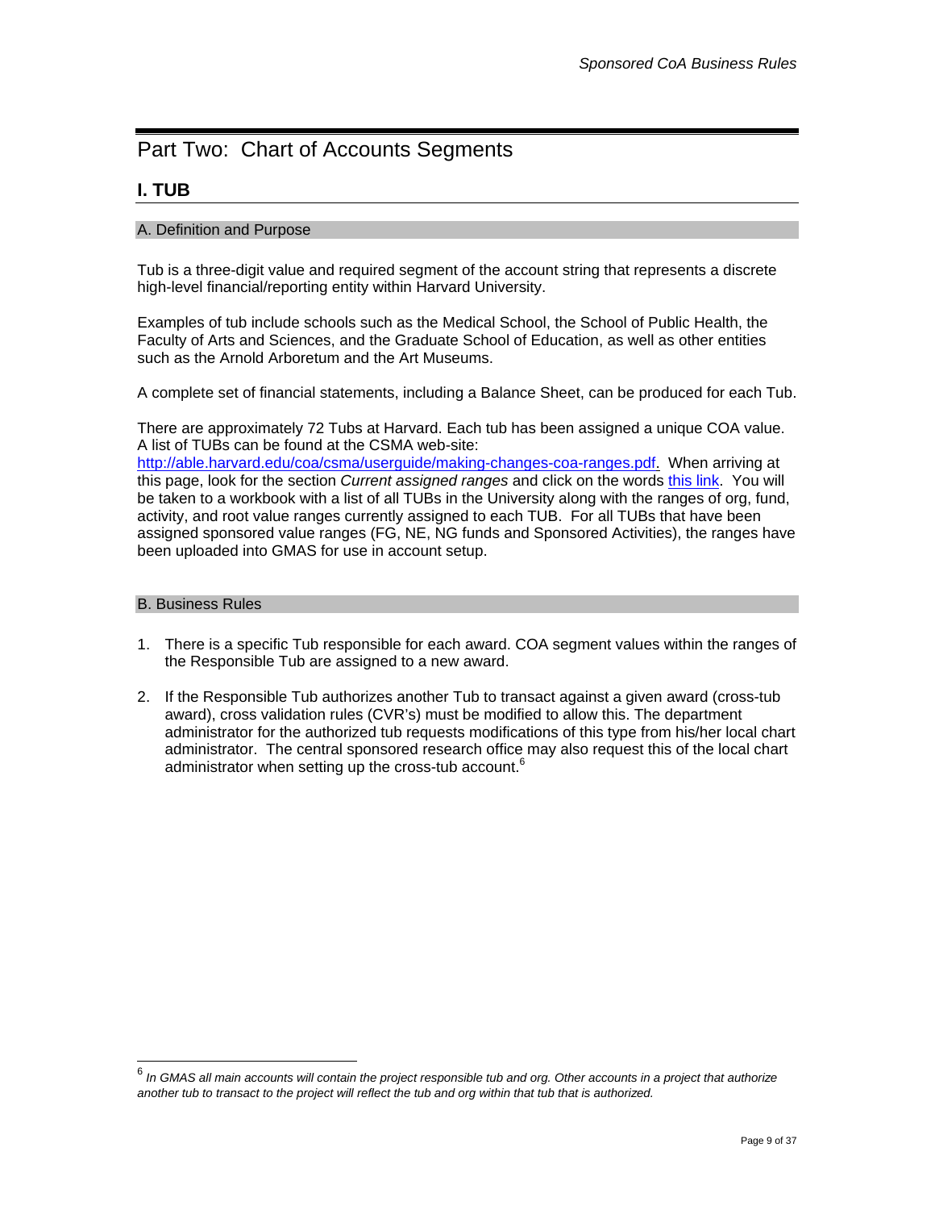# Part Two: Chart of Accounts Segments

## I. TUB

### A. Definition and Purpose

Tub is a three-digit value and required segment of the account string that represents a discrete high-level financial/reporting entity within Harvard University.

Examples of tub include schools such as the Medical School, the School of Public Health, the Faculty of Arts and Sciences, and the Graduate School of Education, as well as other entities such as the Arnold Arboretum and the Art Museums.

A complete set of financial statements, including a Balance Sheet, can be produced for each Tub.

There are approximately 72 Tubs at Harvard. Each tub has been assigned a unique COA value. A list of TUBs can be found at the CSMA web-site: http://able.harvard.edu/coa/csma/userguide/making-changes-coa-ranges.pdf. When arriving at this page, look for the section *Current assigned ranges* and click on the words this link. You will be taken to a workbook with a list of all TUBs in the University along with the ranges of org, fund, activity, and root value ranges currently assigned to each TUB. For all TUBs that have been assigned sponsored value ranges (FG, NE, NG funds and Sponsored Activities), the ranges have been uploaded into GMAS for use in account setup.

### B. Business Rules

1. There is a specific Tub responsible for each award. COA segment values within the ranges of the Responsible Tub are assigned to a new award.
2. If the Responsible Tub authorizes another Tub to transact against a given award (cross-tub award), cross validation rules (CVR's) must be modified to allow this. The department administrator for the authorized tub requests modifications of this type from his/her local chart administrator. The central sponsored research office may also request this of the local chart administrator when setting up the cross-tub account.[6]

---

[6] *In GMAS all main accounts will contain the project responsible tub and org. Other accounts in a project that authorize another tub to transact to the project will reflect the tub and org within that tub that is authorized.*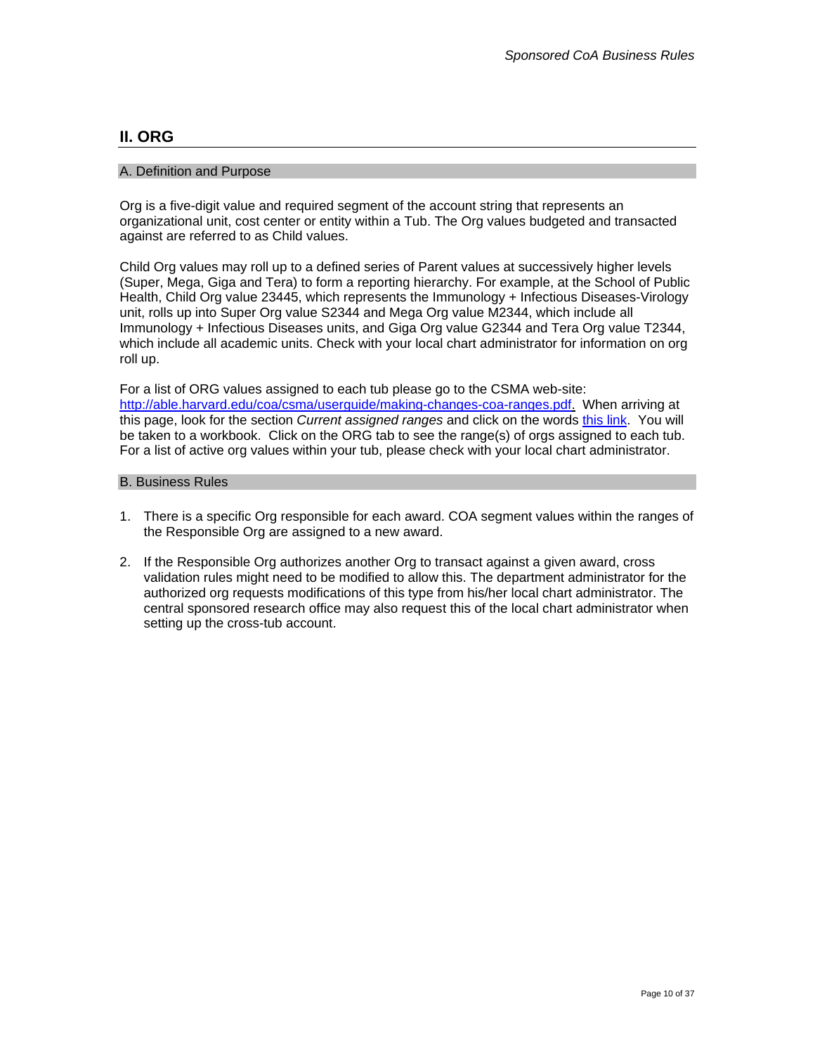## II. ORG

### A. Definition and Purpose

Org is a five-digit value and required segment of the account string that represents an organizational unit, cost center or entity within a Tub. The Org values budgeted and transacted against are referred to as Child values.

Child Org values may roll up to a defined series of Parent values at successively higher levels (Super, Mega, Giga and Tera) to form a reporting hierarchy. For example, at the School of Public Health, Child Org value 23445, which represents the Immunology + Infectious Diseases-Virology unit, rolls up into Super Org value S2344 and Mega Org value M2344, which include all Immunology + Infectious Diseases units, and Giga Org value G2344 and Tera Org value T2344, which include all academic units. Check with your local chart administrator for information on org roll up.

For a list of ORG values assigned to each tub please go to the CSMA web-site: [http://able.harvard.edu/coa/csma/userguide/making-changes-coa-ranges.pdf.](http://able.harvard.edu/coa/csma/userguide/making-changes-coa-ranges.pdf) When arriving at this page, look for the section *Current assigned ranges* and click on the words this link. You will be taken to a workbook. Click on the ORG tab to see the range(s) of orgs assigned to each tub. For a list of active org values within your tub, please check with your local chart administrator.

### B. Business Rules

1. There is a specific Org responsible for each award. COA segment values within the ranges of the Responsible Org are assigned to a new award.
2. If the Responsible Org authorizes another Org to transact against a given award, cross validation rules might need to be modified to allow this. The department administrator for the authorized org requests modifications of this type from his/her local chart administrator. The central sponsored research office may also request this of the local chart administrator when setting up the cross-tub account.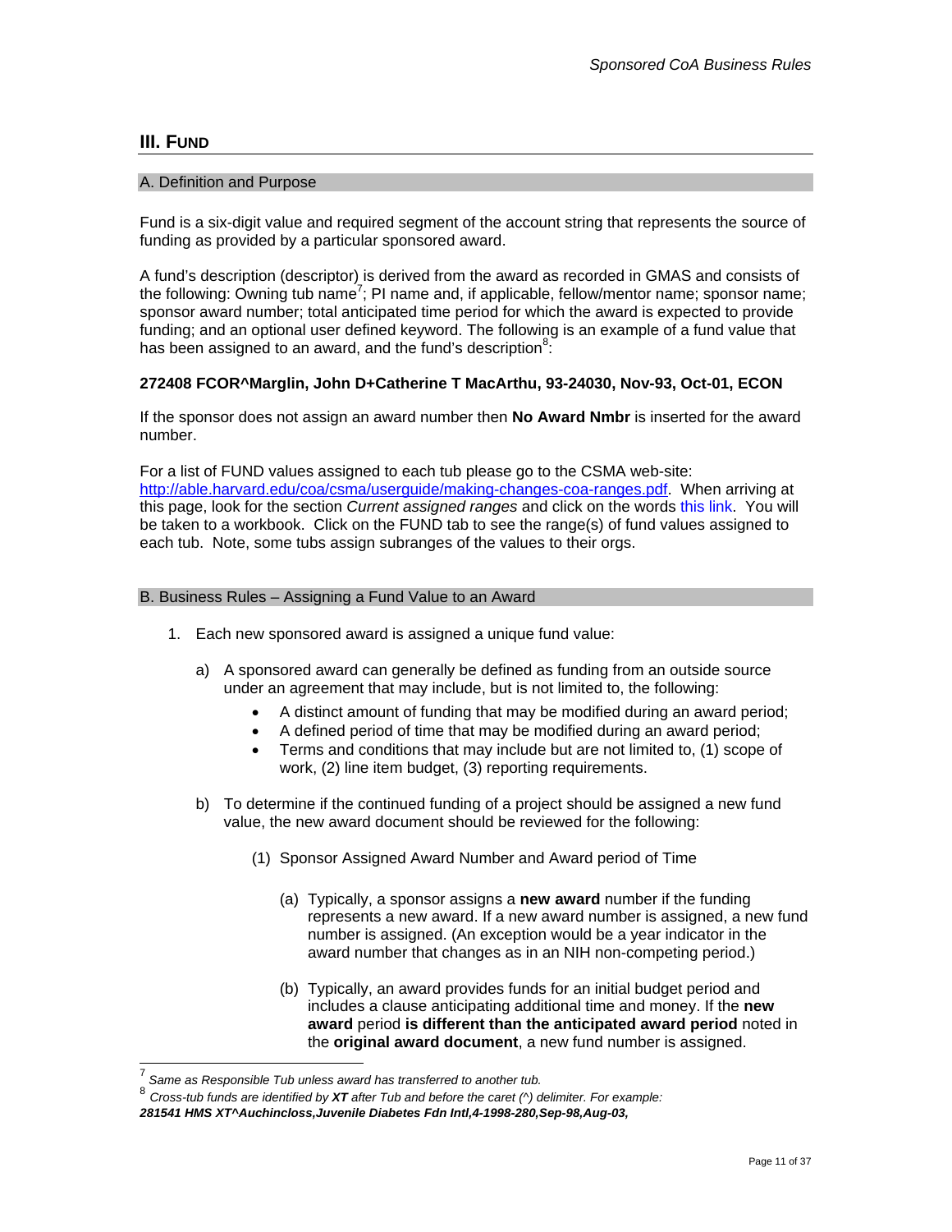## III. FUND

### A. Definition and Purpose

Fund is a six-digit value and required segment of the account string that represents the source of funding as provided by a particular sponsored award.

A fund's description (descriptor) is derived from the award as recorded in GMAS and consists of the following: Owning tub name[7]; PI name and, if applicable, fellow/mentor name; sponsor name; sponsor award number; total anticipated time period for which the award is expected to provide funding; and an optional user defined keyword. The following is an example of a fund value that has been assigned to an award, and the fund's description[8]:

**272408 FCOR^Marglin, John D+Catherine T MacArthu, 93-24030, Nov-93, Oct-01, ECON**

If the sponsor does not assign an award number then **No Award Nmbr** is inserted for the award number.

For a list of FUND values assigned to each tub please go to the CSMA web-site: http://able.harvard.edu/coa/csma/userguide/making-changes-coa-ranges.pdf. When arriving at this page, look for the section *Current assigned ranges* and click on the words this link. You will be taken to a workbook. Click on the FUND tab to see the range(s) of fund values assigned to each tub. Note, some tubs assign subranges of the values to their orgs.

### B. Business Rules – Assigning a Fund Value to an Award

1. Each new sponsored award is assigned a unique fund value:

   a) A sponsored award can generally be defined as funding from an outside source under an agreement that may include, but is not limited to, the following:
      - A distinct amount of funding that may be modified during an award period;
      - A defined period of time that may be modified during an award period;
      - Terms and conditions that may include but are not limited to, (1) scope of work, (2) line item budget, (3) reporting requirements.

   b) To determine if the continued funding of a project should be assigned a new fund value, the new award document should be reviewed for the following:

      (1) Sponsor Assigned Award Number and Award period of Time

         (a) Typically, a sponsor assigns a **new award** number if the funding represents a new award. If a new award number is assigned, a new fund number is assigned. (An exception would be a year indicator in the award number that changes as in an NIH non-competing period.)

         (b) Typically, an award provides funds for an initial budget period and includes a clause anticipating additional time and money. If the **new award** period **is different than the anticipated award period** noted in the **original award document**, a new fund number is assigned.

---

[7] *Same as Responsible Tub unless award has transferred to another tub.*

[8] *Cross-tub funds are identified by **XT** after Tub and before the caret (^) delimiter. For example:*
***281541 HMS XT^Auchincloss,Juvenile Diabetes Fdn Intl,4-1998-280,Sep-98,Aug-03,***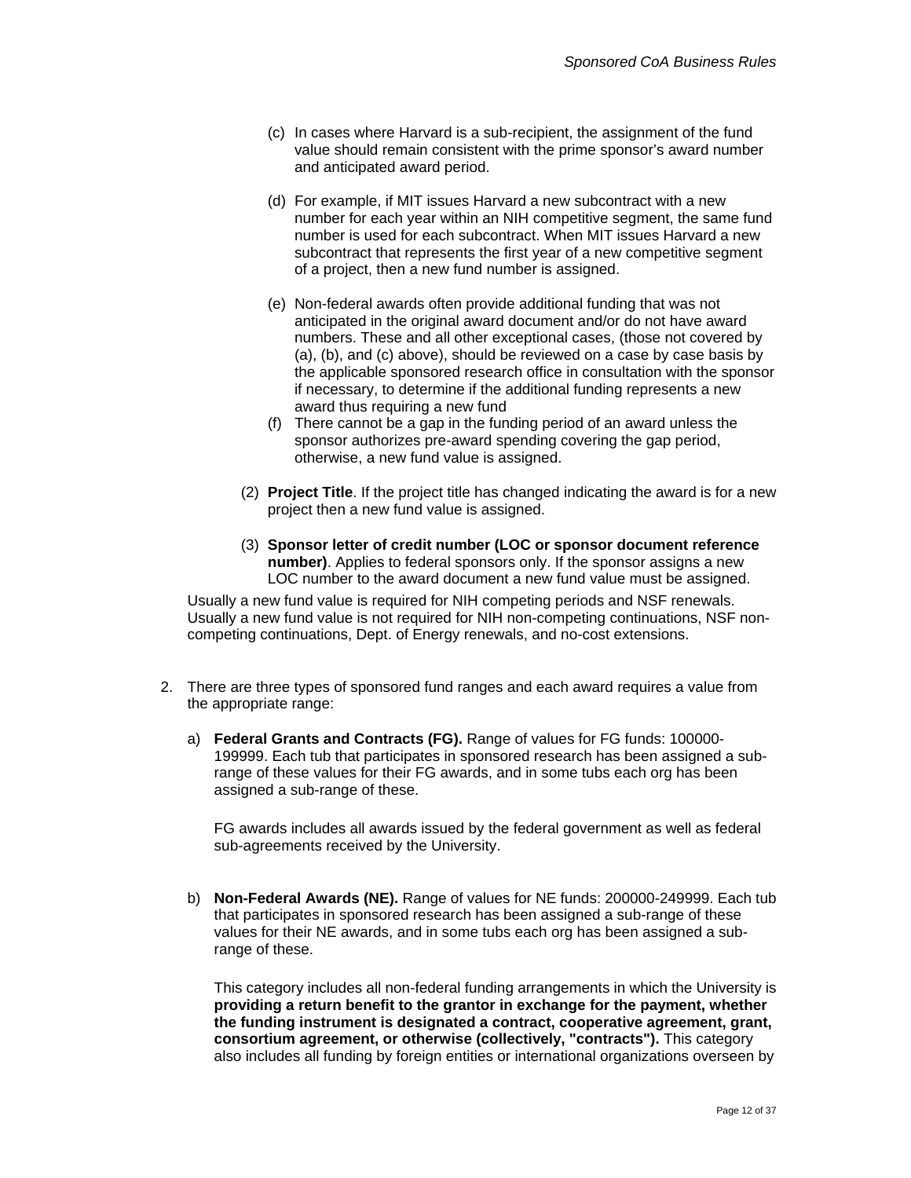(c) In cases where Harvard is a sub-recipient, the assignment of the fund value should remain consistent with the prime sponsor's award number and anticipated award period.

(d) For example, if MIT issues Harvard a new subcontract with a new number for each year within an NIH competitive segment, the same fund number is used for each subcontract. When MIT issues Harvard a new subcontract that represents the first year of a new competitive segment of a project, then a new fund number is assigned.

(e) Non-federal awards often provide additional funding that was not anticipated in the original award document and/or do not have award numbers. These and all other exceptional cases, (those not covered by (a), (b), and (c) above), should be reviewed on a case by case basis by the applicable sponsored research office in consultation with the sponsor if necessary, to determine if the additional funding represents a new award thus requiring a new fund

(f) There cannot be a gap in the funding period of an award unless the sponsor authorizes pre-award spending covering the gap period, otherwise, a new fund value is assigned.

(2) **Project Title**. If the project title has changed indicating the award is for a new project then a new fund value is assigned.

(3) **Sponsor letter of credit number (LOC or sponsor document reference number)**. Applies to federal sponsors only. If the sponsor assigns a new LOC number to the award document a new fund value must be assigned.

Usually a new fund value is required for NIH competing periods and NSF renewals. Usually a new fund value is not required for NIH non-competing continuations, NSF non-competing continuations, Dept. of Energy renewals, and no-cost extensions.

2. There are three types of sponsored fund ranges and each award requires a value from the appropriate range:

   a) **Federal Grants and Contracts (FG).** Range of values for FG funds: 100000-199999. Each tub that participates in sponsored research has been assigned a sub-range of these values for their FG awards, and in some tubs each org has been assigned a sub-range of these.

      FG awards includes all awards issued by the federal government as well as federal sub-agreements received by the University.

   b) **Non-Federal Awards (NE).** Range of values for NE funds: 200000-249999. Each tub that participates in sponsored research has been assigned a sub-range of these values for their NE awards, and in some tubs each org has been assigned a sub-range of these.

      This category includes all non-federal funding arrangements in which the University is **providing a return benefit to the grantor in exchange for the payment, whether the funding instrument is designated a contract, cooperative agreement, grant, consortium agreement, or otherwise (collectively, "contracts").** This category also includes all funding by foreign entities or international organizations overseen by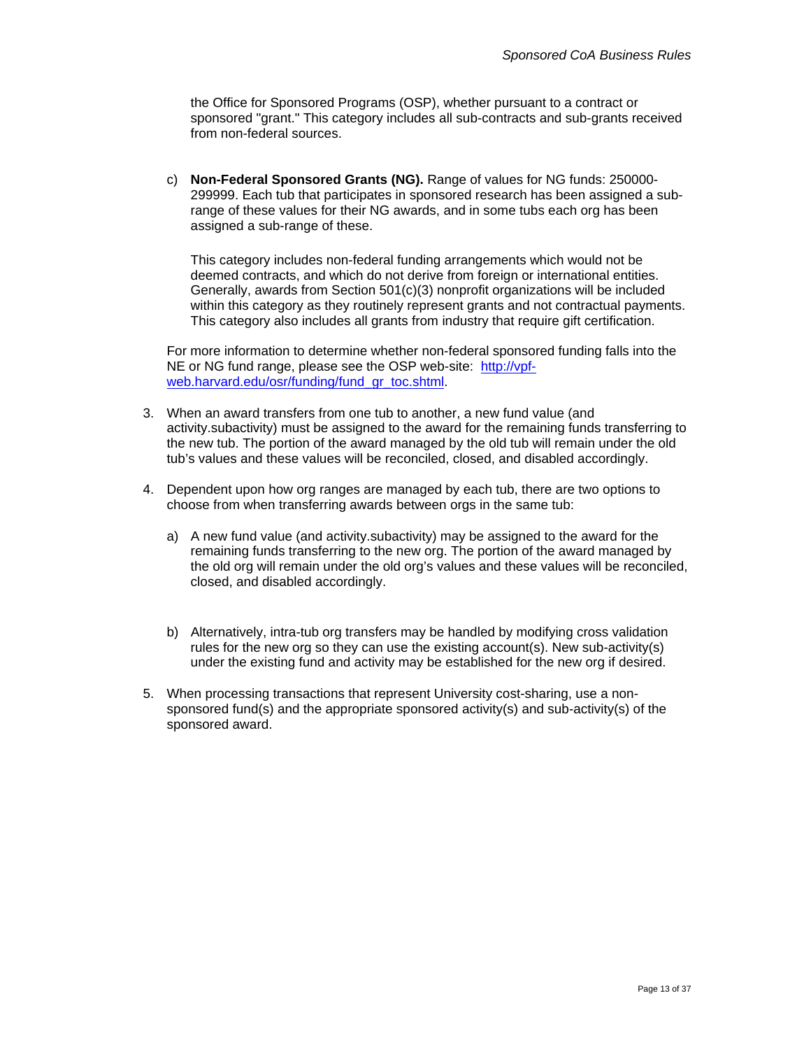the Office for Sponsored Programs (OSP), whether pursuant to a contract or sponsored "grant." This category includes all sub-contracts and sub-grants received from non-federal sources.

c) **Non-Federal Sponsored Grants (NG).** Range of values for NG funds: 250000-299999. Each tub that participates in sponsored research has been assigned a sub-range of these values for their NG awards, and in some tubs each org has been assigned a sub-range of these.

   This category includes non-federal funding arrangements which would not be deemed contracts, and which do not derive from foreign or international entities. Generally, awards from Section 501(c)(3) nonprofit organizations will be included within this category as they routinely represent grants and not contractual payments. This category also includes all grants from industry that require gift certification.

For more information to determine whether non-federal sponsored funding falls into the NE or NG fund range, please see the OSP web-site: [http://vpf-web.harvard.edu/osr/funding/fund_gr_toc.shtml](http://vpf-web.harvard.edu/osr/funding/fund_gr_toc.shtml).

3. When an award transfers from one tub to another, a new fund value (and activity.subactivity) must be assigned to the award for the remaining funds transferring to the new tub. The portion of the award managed by the old tub will remain under the old tub's values and these values will be reconciled, closed, and disabled accordingly.

4. Dependent upon how org ranges are managed by each tub, there are two options to choose from when transferring awards between orgs in the same tub:

   a) A new fund value (and activity.subactivity) may be assigned to the award for the remaining funds transferring to the new org. The portion of the award managed by the old org will remain under the old org's values and these values will be reconciled, closed, and disabled accordingly.

   b) Alternatively, intra-tub org transfers may be handled by modifying cross validation rules for the new org so they can use the existing account(s). New sub-activity(s) under the existing fund and activity may be established for the new org if desired.

5. When processing transactions that represent University cost-sharing, use a non-sponsored fund(s) and the appropriate sponsored activity(s) and sub-activity(s) of the sponsored award.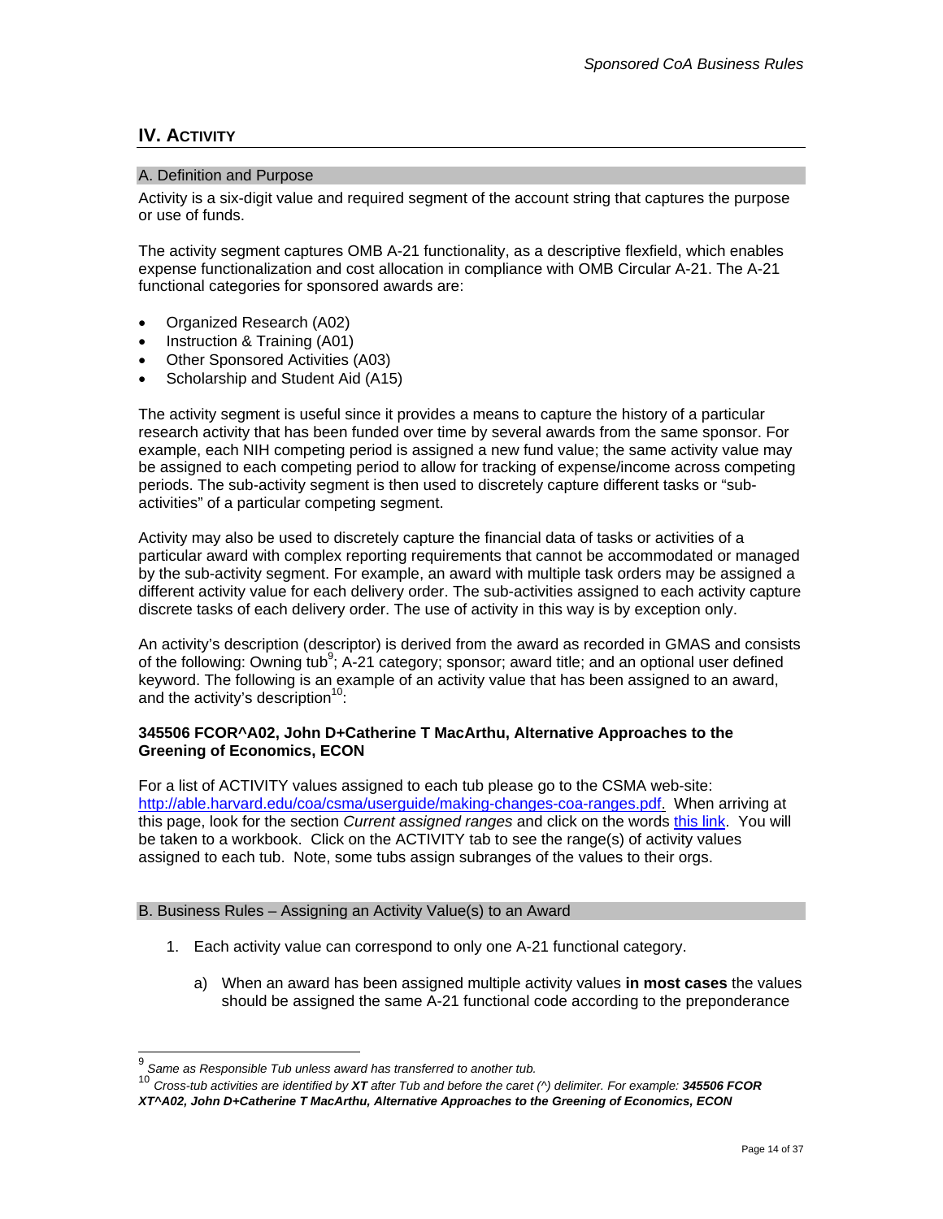## IV. Activity

### A. Definition and Purpose

Activity is a six-digit value and required segment of the account string that captures the purpose or use of funds.

The activity segment captures OMB A-21 functionality, as a descriptive flexfield, which enables expense functionalization and cost allocation in compliance with OMB Circular A-21. The A-21 functional categories for sponsored awards are:

- Organized Research (A02)
- Instruction & Training (A01)
- Other Sponsored Activities (A03)
- Scholarship and Student Aid (A15)

The activity segment is useful since it provides a means to capture the history of a particular research activity that has been funded over time by several awards from the same sponsor. For example, each NIH competing period is assigned a new fund value; the same activity value may be assigned to each competing period to allow for tracking of expense/income across competing periods. The sub-activity segment is then used to discretely capture different tasks or "sub-activities" of a particular competing segment.

Activity may also be used to discretely capture the financial data of tasks or activities of a particular award with complex reporting requirements that cannot be accommodated or managed by the sub-activity segment. For example, an award with multiple task orders may be assigned a different activity value for each delivery order. The sub-activities assigned to each activity capture discrete tasks of each delivery order. The use of activity in this way is by exception only.

An activity's description (descriptor) is derived from the award as recorded in GMAS and consists of the following: Owning tub[9]; A-21 category; sponsor; award title; and an optional user defined keyword. The following is an example of an activity value that has been assigned to an award, and the activity's description[10]:

**345506 FCOR^A02, John D+Catherine T MacArthu, Alternative Approaches to the Greening of Economics, ECON**

For a list of ACTIVITY values assigned to each tub please go to the CSMA web-site: [http://able.harvard.edu/coa/csma/userguide/making-changes-coa-ranges.pdf](http://able.harvard.edu/coa/csma/userguide/making-changes-coa-ranges.pdf). When arriving at this page, look for the section *Current assigned ranges* and click on the words this link. You will be taken to a workbook. Click on the ACTIVITY tab to see the range(s) of activity values assigned to each tub. Note, some tubs assign subranges of the values to their orgs.

### B. Business Rules – Assigning an Activity Value(s) to an Award

1. Each activity value can correspond to only one A-21 functional category.

   a) When an award has been assigned multiple activity values **in most cases** the values should be assigned the same A-21 functional code according to the preponderance

---

[9] *Same as Responsible Tub unless award has transferred to another tub.*

[10] *Cross-tub activities are identified by **XT** after Tub and before the caret (^) delimiter. For example: **345506 FCOR XT^A02, John D+Catherine T MacArthu, Alternative Approaches to the Greening of Economics, ECON***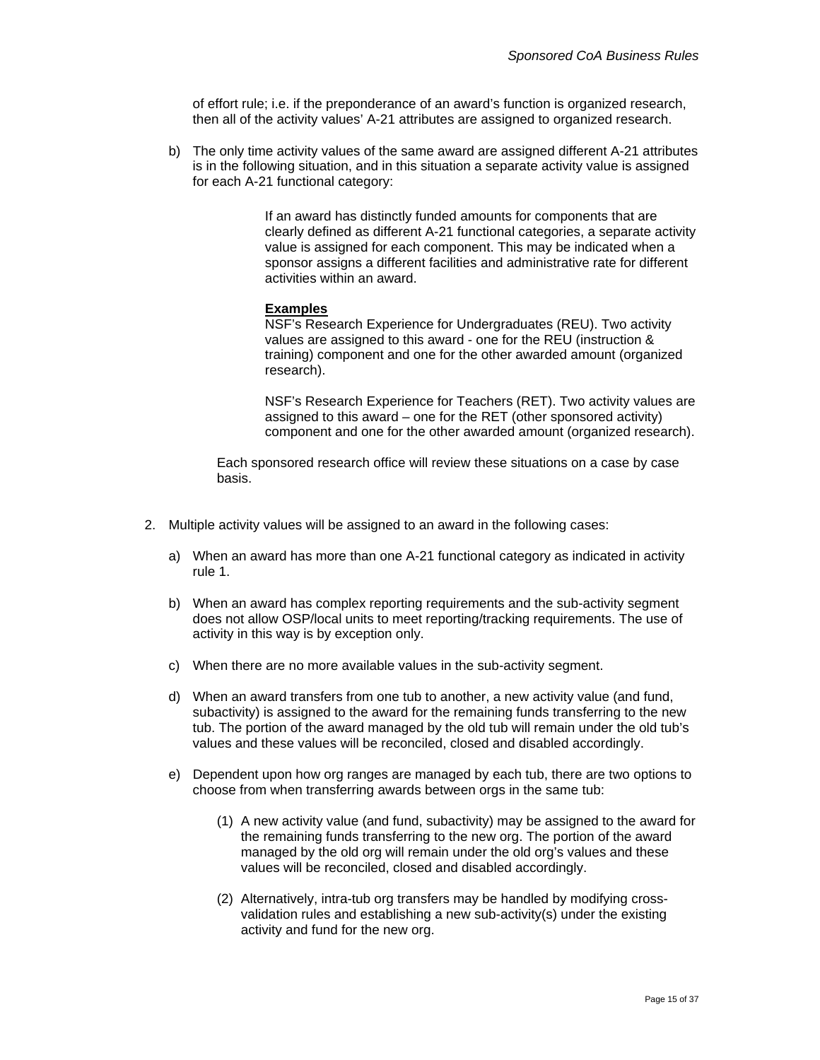of effort rule; i.e. if the preponderance of an award's function is organized research, then all of the activity values' A-21 attributes are assigned to organized research.

b) The only time activity values of the same award are assigned different A-21 attributes is in the following situation, and in this situation a separate activity value is assigned for each A-21 functional category:

> If an award has distinctly funded amounts for components that are clearly defined as different A-21 functional categories, a separate activity value is assigned for each component. This may be indicated when a sponsor assigns a different facilities and administrative rate for different activities within an award.
>
> **Examples**
> NSF's Research Experience for Undergraduates (REU). Two activity values are assigned to this award - one for the REU (instruction & training) component and one for the other awarded amount (organized research).
>
> NSF's Research Experience for Teachers (RET). Two activity values are assigned to this award – one for the RET (other sponsored activity) component and one for the other awarded amount (organized research).

Each sponsored research office will review these situations on a case by case basis.

2. Multiple activity values will be assigned to an award in the following cases:

   a) When an award has more than one A-21 functional category as indicated in activity rule 1.

   b) When an award has complex reporting requirements and the sub-activity segment does not allow OSP/local units to meet reporting/tracking requirements. The use of activity in this way is by exception only.

   c) When there are no more available values in the sub-activity segment.

   d) When an award transfers from one tub to another, a new activity value (and fund, subactivity) is assigned to the award for the remaining funds transferring to the new tub. The portion of the award managed by the old tub will remain under the old tub's values and these values will be reconciled, closed and disabled accordingly.

   e) Dependent upon how org ranges are managed by each tub, there are two options to choose from when transferring awards between orgs in the same tub:

      (1) A new activity value (and fund, subactivity) may be assigned to the award for the remaining funds transferring to the new org. The portion of the award managed by the old org will remain under the old org's values and these values will be reconciled, closed and disabled accordingly.

      (2) Alternatively, intra-tub org transfers may be handled by modifying cross-validation rules and establishing a new sub-activity(s) under the existing activity and fund for the new org.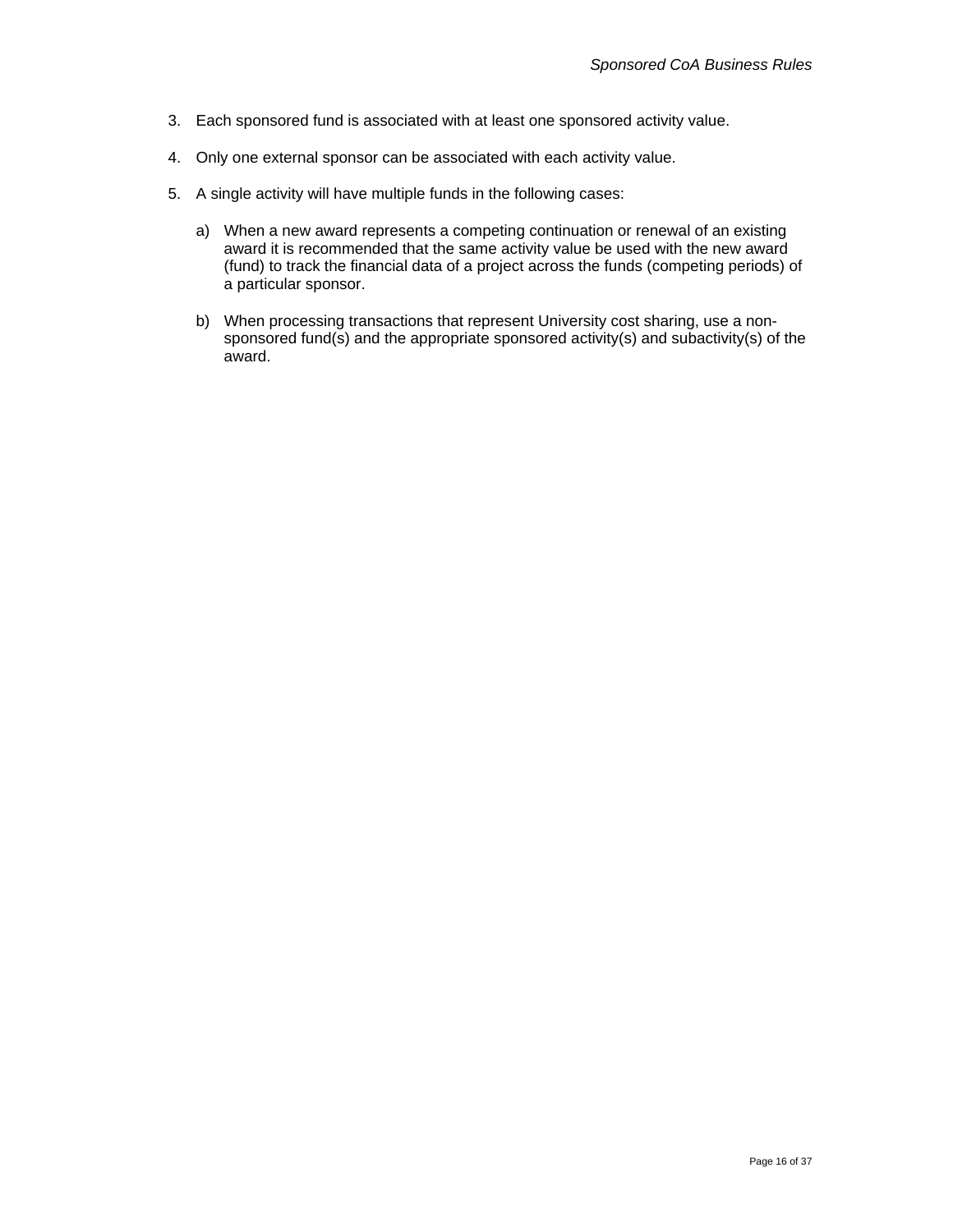3. Each sponsored fund is associated with at least one sponsored activity value.

4. Only one external sponsor can be associated with each activity value.

5. A single activity will have multiple funds in the following cases:

   a) When a new award represents a competing continuation or renewal of an existing award it is recommended that the same activity value be used with the new award (fund) to track the financial data of a project across the funds (competing periods) of a particular sponsor.

   b) When processing transactions that represent University cost sharing, use a non-sponsored fund(s) and the appropriate sponsored activity(s) and subactivity(s) of the award.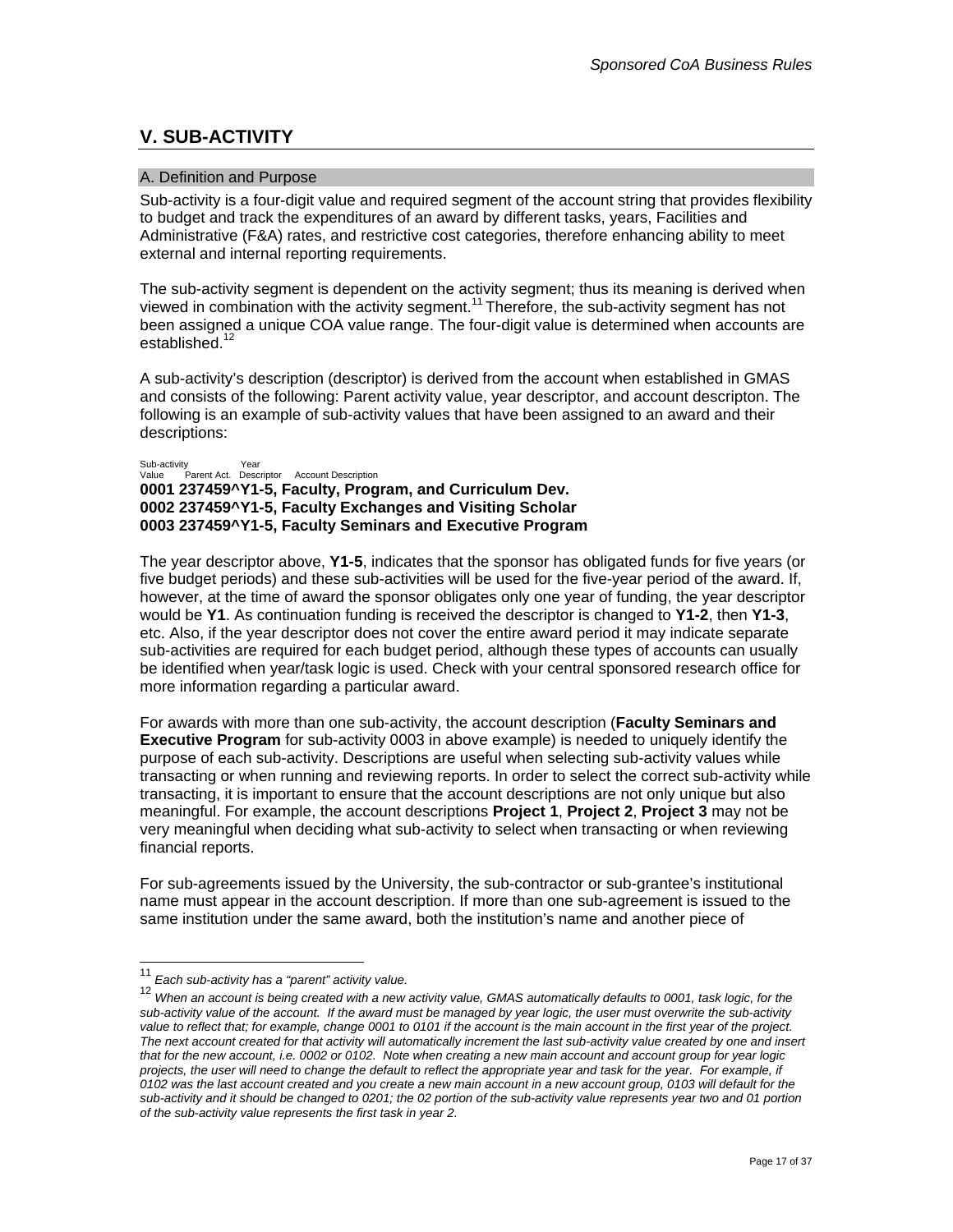## V. SUB-ACTIVITY

### A. Definition and Purpose

Sub-activity is a four-digit value and required segment of the account string that provides flexibility to budget and track the expenditures of an award by different tasks, years, Facilities and Administrative (F&A) rates, and restrictive cost categories, therefore enhancing ability to meet external and internal reporting requirements.

The sub-activity segment is dependent on the activity segment; thus its meaning is derived when viewed in combination with the activity segment.[11] Therefore, the sub-activity segment has not been assigned a unique COA value range. The four-digit value is determined when accounts are established.[12]

A sub-activity's description (descriptor) is derived from the account when established in GMAS and consists of the following: Parent activity value, year descriptor, and account descripton. The following is an example of sub-activity values that have been assigned to an award and their descriptions:

Sub-activity Value | Parent Act. | Year Descriptor | Account Description

**0001 237459^Y1-5, Faculty, Program, and Curriculum Dev.**
**0002 237459^Y1-5, Faculty Exchanges and Visiting Scholar**
**0003 237459^Y1-5, Faculty Seminars and Executive Program**

The year descriptor above, **Y1-5**, indicates that the sponsor has obligated funds for five years (or five budget periods) and these sub-activities will be used for the five-year period of the award. If, however, at the time of award the sponsor obligates only one year of funding, the year descriptor would be **Y1**. As continuation funding is received the descriptor is changed to **Y1-2**, then **Y1-3**, etc. Also, if the year descriptor does not cover the entire award period it may indicate separate sub-activities are required for each budget period, although these types of accounts can usually be identified when year/task logic is used. Check with your central sponsored research office for more information regarding a particular award.

For awards with more than one sub-activity, the account description (**Faculty Seminars and Executive Program** for sub-activity 0003 in above example) is needed to uniquely identify the purpose of each sub-activity. Descriptions are useful when selecting sub-activity values while transacting or when running and reviewing reports. In order to select the correct sub-activity while transacting, it is important to ensure that the account descriptions are not only unique but also meaningful. For example, the account descriptions **Project 1**, **Project 2**, **Project 3** may not be very meaningful when deciding what sub-activity to select when transacting or when reviewing financial reports.

For sub-agreements issued by the University, the sub-contractor or sub-grantee's institutional name must appear in the account description. If more than one sub-agreement is issued to the same institution under the same award, both the institution's name and another piece of

---

[11] *Each sub-activity has a "parent" activity value.*

[12] *When an account is being created with a new activity value, GMAS automatically defaults to 0001, task logic, for the sub-activity value of the account. If the award must be managed by year logic, the user must overwrite the sub-activity value to reflect that; for example, change 0001 to 0101 if the account is the main account in the first year of the project. The next account created for that activity will automatically increment the last sub-activity value created by one and insert that for the new account, i.e. 0002 or 0102. Note when creating a new main account and account group for year logic projects, the user will need to change the default to reflect the appropriate year and task for the year. For example, if 0102 was the last account created and you create a new main account in a new account group, 0103 will default for the sub-activity and it should be changed to 0201; the 02 portion of the sub-activity value represents year two and 01 portion of the sub-activity value represents the first task in year 2.*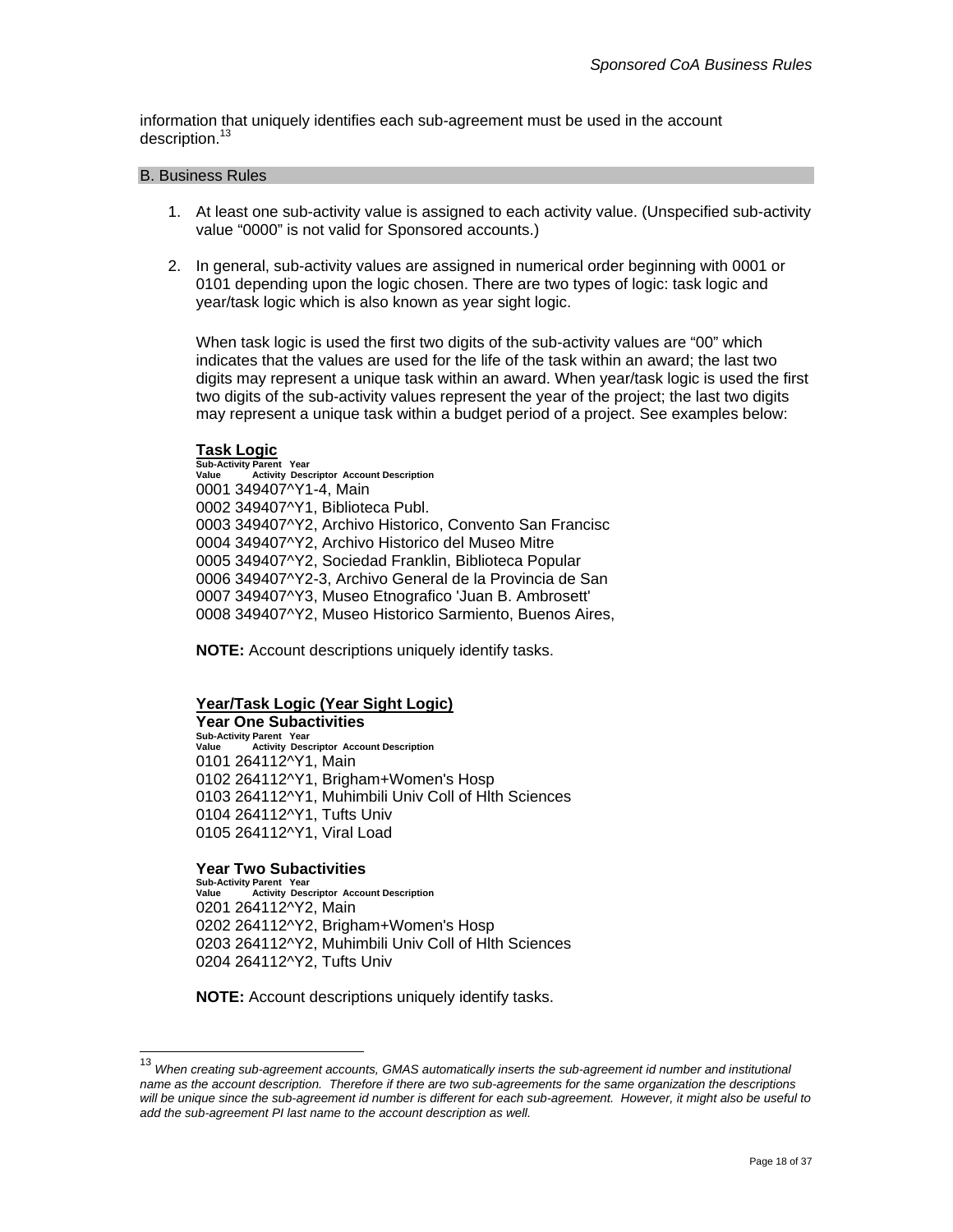information that uniquely identifies each sub-agreement must be used in the account description.[13]

## B. Business Rules

1. At least one sub-activity value is assigned to each activity value. (Unspecified sub-activity value "0000" is not valid for Sponsored accounts.)

2. In general, sub-activity values are assigned in numerical order beginning with 0001 or 0101 depending upon the logic chosen. There are two types of logic: task logic and year/task logic which is also known as year sight logic.

   When task logic is used the first two digits of the sub-activity values are "00" which indicates that the values are used for the life of the task within an award; the last two digits may represent a unique task within an award. When year/task logic is used the first two digits of the sub-activity values represent the year of the project; the last two digits may represent a unique task within a budget period of a project. See examples below:

   **Task Logic**

   **Sub-Activity Value | Parent Activity | Year Descriptor | Account Description**

   0001 349407^Y1-4, Main
   0002 349407^Y1, Biblioteca Publ.
   0003 349407^Y2, Archivo Historico, Convento San Francisc
   0004 349407^Y2, Archivo Historico del Museo Mitre
   0005 349407^Y2, Sociedad Franklin, Biblioteca Popular
   0006 349407^Y2-3, Archivo General de la Provincia de San
   0007 349407^Y3, Museo Etnografico 'Juan B. Ambrosett'
   0008 349407^Y2, Museo Historico Sarmiento, Buenos Aires,

   **NOTE:** Account descriptions uniquely identify tasks.

   **Year/Task Logic (Year Sight Logic)**

   **Year One Subactivities**

   **Sub-Activity Value | Parent Activity | Year Descriptor | Account Description**

   0101 264112^Y1, Main
   0102 264112^Y1, Brigham+Women's Hosp
   0103 264112^Y1, Muhimbili Univ Coll of Hlth Sciences
   0104 264112^Y1, Tufts Univ
   0105 264112^Y1, Viral Load

   **Year Two Subactivities**

   **Sub-Activity Value | Parent Activity | Year Descriptor | Account Description**

   0201 264112^Y2, Main
   0202 264112^Y2, Brigham+Women's Hosp
   0203 264112^Y2, Muhimbili Univ Coll of Hlth Sciences
   0204 264112^Y2, Tufts Univ

   **NOTE:** Account descriptions uniquely identify tasks.

---

[13] *When creating sub-agreement accounts, GMAS automatically inserts the sub-agreement id number and institutional name as the account description. Therefore if there are two sub-agreements for the same organization the descriptions will be unique since the sub-agreement id number is different for each sub-agreement. However, it might also be useful to add the sub-agreement PI last name to the account description as well.*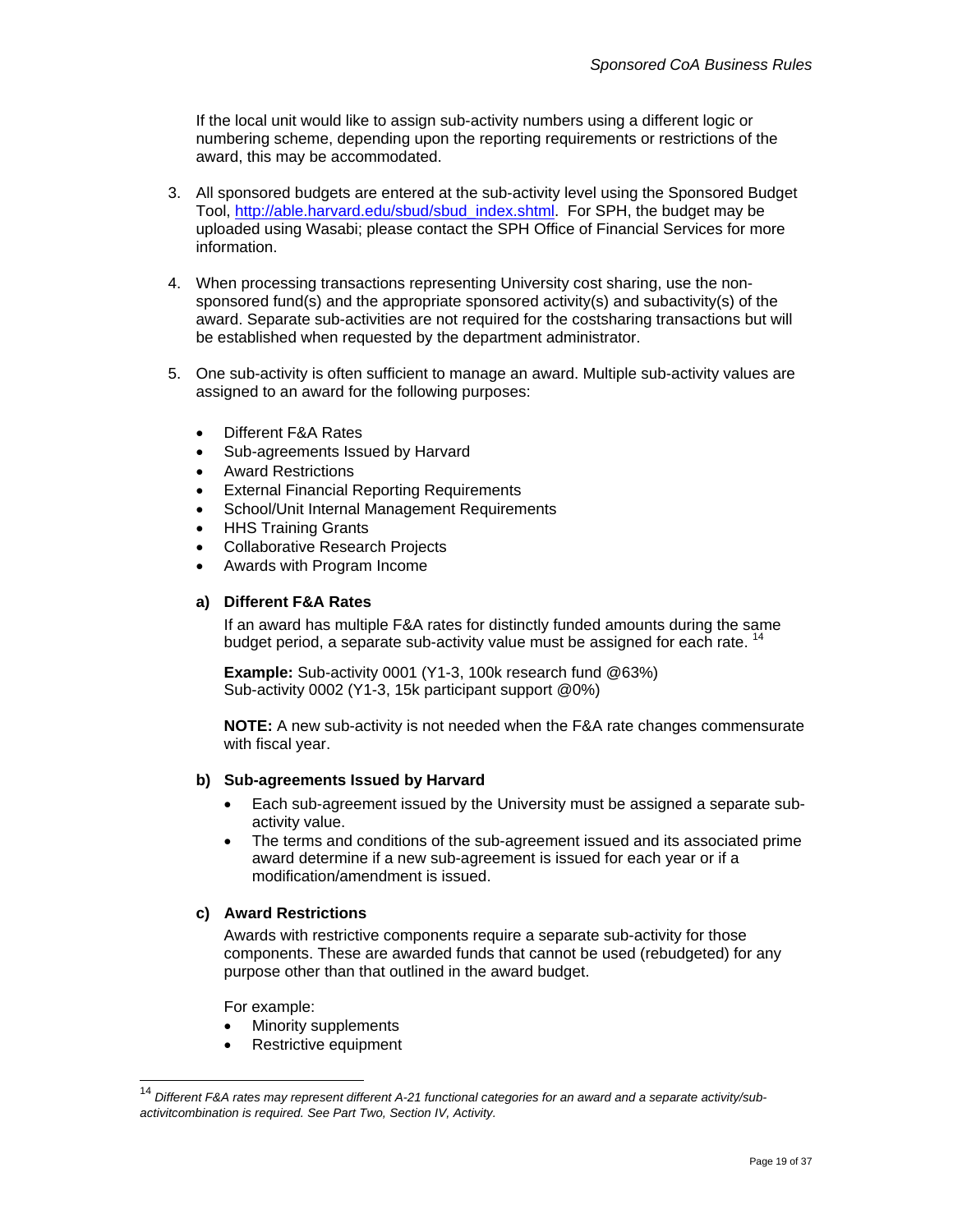If the local unit would like to assign sub-activity numbers using a different logic or numbering scheme, depending upon the reporting requirements or restrictions of the award, this may be accommodated.

3. All sponsored budgets are entered at the sub-activity level using the Sponsored Budget Tool, [http://able.harvard.edu/sbud/sbud_index.shtml](http://able.harvard.edu/sbud/sbud_index.shtml). For SPH, the budget may be uploaded using Wasabi; please contact the SPH Office of Financial Services for more information.

4. When processing transactions representing University cost sharing, use the non-sponsored fund(s) and the appropriate sponsored activity(s) and subactivity(s) of the award. Separate sub-activities are not required for the costsharing transactions but will be established when requested by the department administrator.

5. One sub-activity is often sufficient to manage an award. Multiple sub-activity values are assigned to an award for the following purposes:

   - Different F&A Rates
   - Sub-agreements Issued by Harvard
   - Award Restrictions
   - External Financial Reporting Requirements
   - School/Unit Internal Management Requirements
   - HHS Training Grants
   - Collaborative Research Projects
   - Awards with Program Income

   **a) Different F&A Rates**

   If an award has multiple F&A rates for distinctly funded amounts during the same budget period, a separate sub-activity value must be assigned for each rate. [14]

   **Example:** Sub-activity 0001 (Y1-3, 100k research fund @63%)
   Sub-activity 0002 (Y1-3, 15k participant support @0%)

   **NOTE:** A new sub-activity is not needed when the F&A rate changes commensurate with fiscal year.

   **b) Sub-agreements Issued by Harvard**

   - Each sub-agreement issued by the University must be assigned a separate sub-activity value.
   - The terms and conditions of the sub-agreement issued and its associated prime award determine if a new sub-agreement is issued for each year or if a modification/amendment is issued.

   **c) Award Restrictions**

   Awards with restrictive components require a separate sub-activity for those components. These are awarded funds that cannot be used (rebudgeted) for any purpose other than that outlined in the award budget.

   For example:
   - Minority supplements
   - Restrictive equipment

---

[14] *Different F&A rates may represent different A-21 functional categories for an award and a separate activity/sub-activitcombination is required. See Part Two, Section IV, Activity.*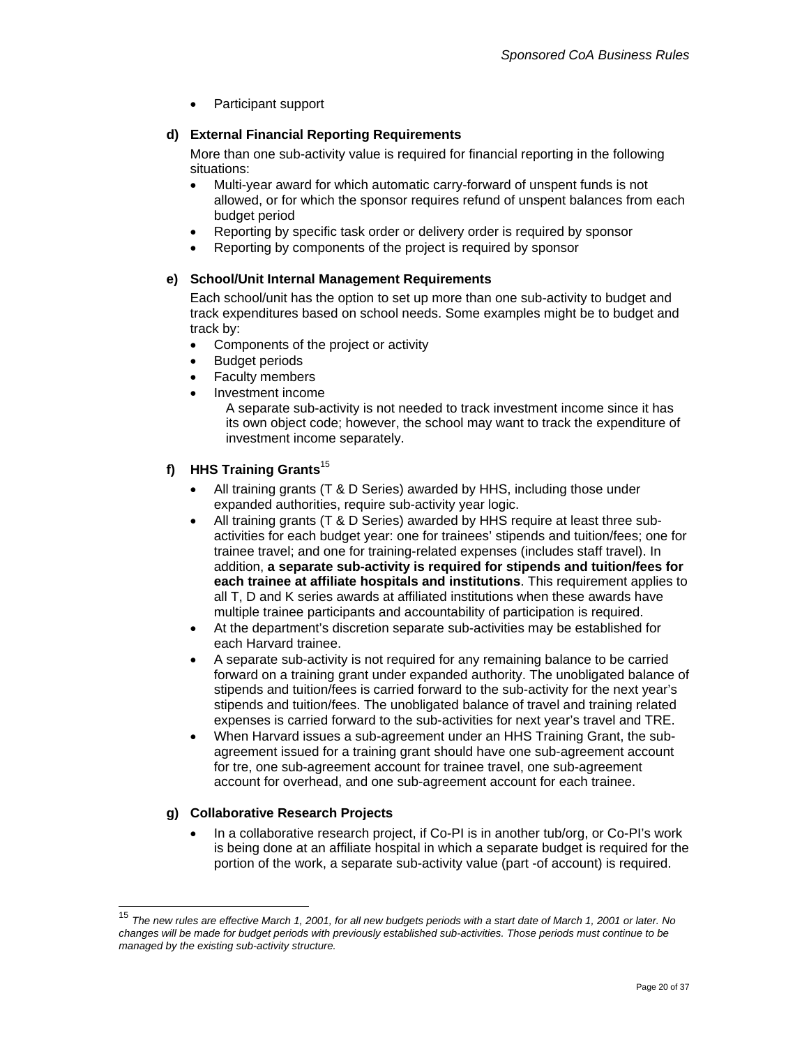- Participant support

**d) External Financial Reporting Requirements**

More than one sub-activity value is required for financial reporting in the following situations:

- Multi-year award for which automatic carry-forward of unspent funds is not allowed, or for which the sponsor requires refund of unspent balances from each budget period
- Reporting by specific task order or delivery order is required by sponsor
- Reporting by components of the project is required by sponsor

**e) School/Unit Internal Management Requirements**

Each school/unit has the option to set up more than one sub-activity to budget and track expenditures based on school needs. Some examples might be to budget and track by:

- Components of the project or activity
- Budget periods
- Faculty members
- Investment income
  A separate sub-activity is not needed to track investment income since it has its own object code; however, the school may want to track the expenditure of investment income separately.

**f) HHS Training Grants**[15]

- All training grants (T & D Series) awarded by HHS, including those under expanded authorities, require sub-activity year logic.
- All training grants (T & D Series) awarded by HHS require at least three sub-activities for each budget year: one for trainees' stipends and tuition/fees; one for trainee travel; and one for training-related expenses (includes staff travel). In addition, **a separate sub-activity is required for stipends and tuition/fees for each trainee at affiliate hospitals and institutions**. This requirement applies to all T, D and K series awards at affiliated institutions when these awards have multiple trainee participants and accountability of participation is required.
- At the department's discretion separate sub-activities may be established for each Harvard trainee.
- A separate sub-activity is not required for any remaining balance to be carried forward on a training grant under expanded authority. The unobligated balance of stipends and tuition/fees is carried forward to the sub-activity for the next year's stipends and tuition/fees. The unobligated balance of travel and training related expenses is carried forward to the sub-activities for next year's travel and TRE.
- When Harvard issues a sub-agreement under an HHS Training Grant, the sub-agreement issued for a training grant should have one sub-agreement account for tre, one sub-agreement account for trainee travel, one sub-agreement account for overhead, and one sub-agreement account for each trainee.

**g) Collaborative Research Projects**

- In a collaborative research project, if Co-PI is in another tub/org, or Co-PI's work is being done at an affiliate hospital in which a separate budget is required for the portion of the work, a separate sub-activity value (part -of account) is required.

---

[15] *The new rules are effective March 1, 2001, for all new budgets periods with a start date of March 1, 2001 or later. No changes will be made for budget periods with previously established sub-activities. Those periods must continue to be managed by the existing sub-activity structure.*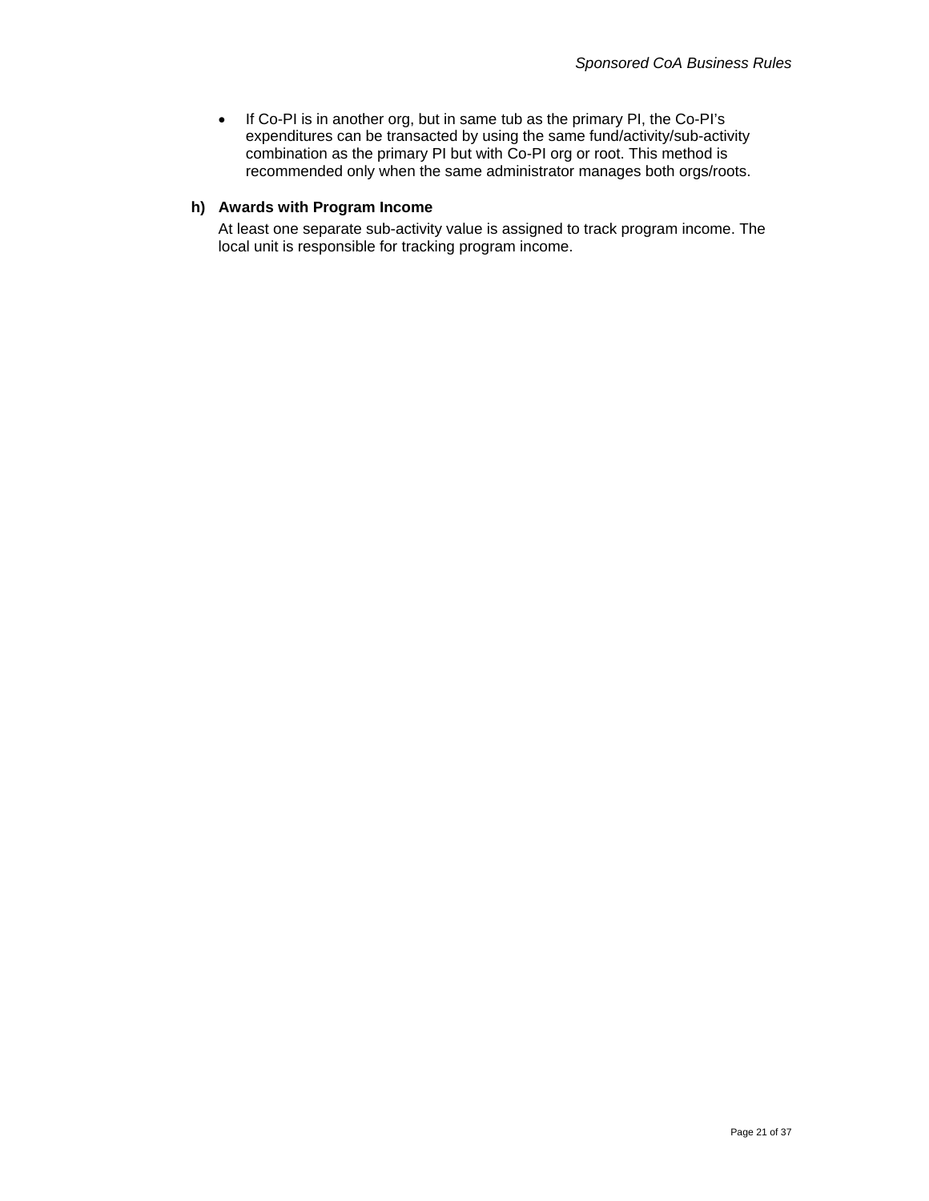- If Co-PI is in another org, but in same tub as the primary PI, the Co-PI's expenditures can be transacted by using the same fund/activity/sub-activity combination as the primary PI but with Co-PI org or root. This method is recommended only when the same administrator manages both orgs/roots.

**h) Awards with Program Income**

At least one separate sub-activity value is assigned to track program income. The local unit is responsible for tracking program income.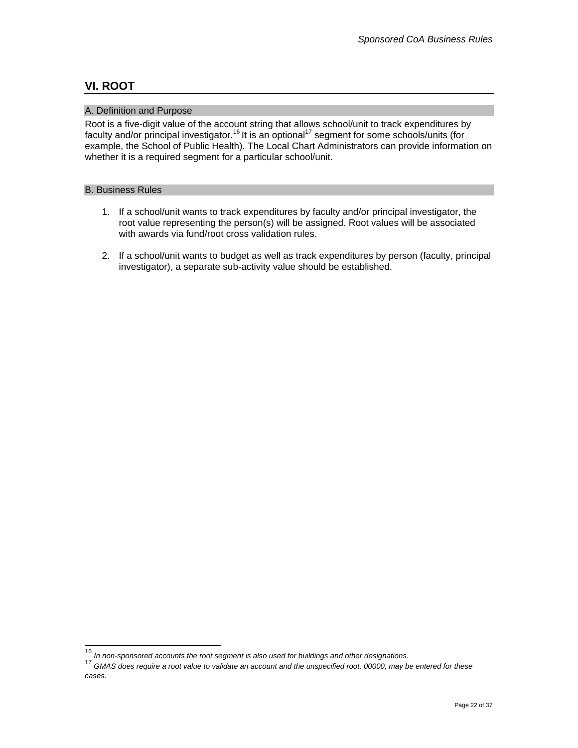## VI. ROOT

### A. Definition and Purpose

Root is a five-digit value of the account string that allows school/unit to track expenditures by faculty and/or principal investigator.[16] It is an optional[17] segment for some schools/units (for example, the School of Public Health). The Local Chart Administrators can provide information on whether it is a required segment for a particular school/unit.

### B. Business Rules

1. If a school/unit wants to track expenditures by faculty and/or principal investigator, the root value representing the person(s) will be assigned. Root values will be associated with awards via fund/root cross validation rules.

2. If a school/unit wants to budget as well as track expenditures by person (faculty, principal investigator), a separate sub-activity value should be established.

---

[16] *In non-sponsored accounts the root segment is also used for buildings and other designations.*

[17] *GMAS does require a root value to validate an account and the unspecified root, 00000, may be entered for these cases.*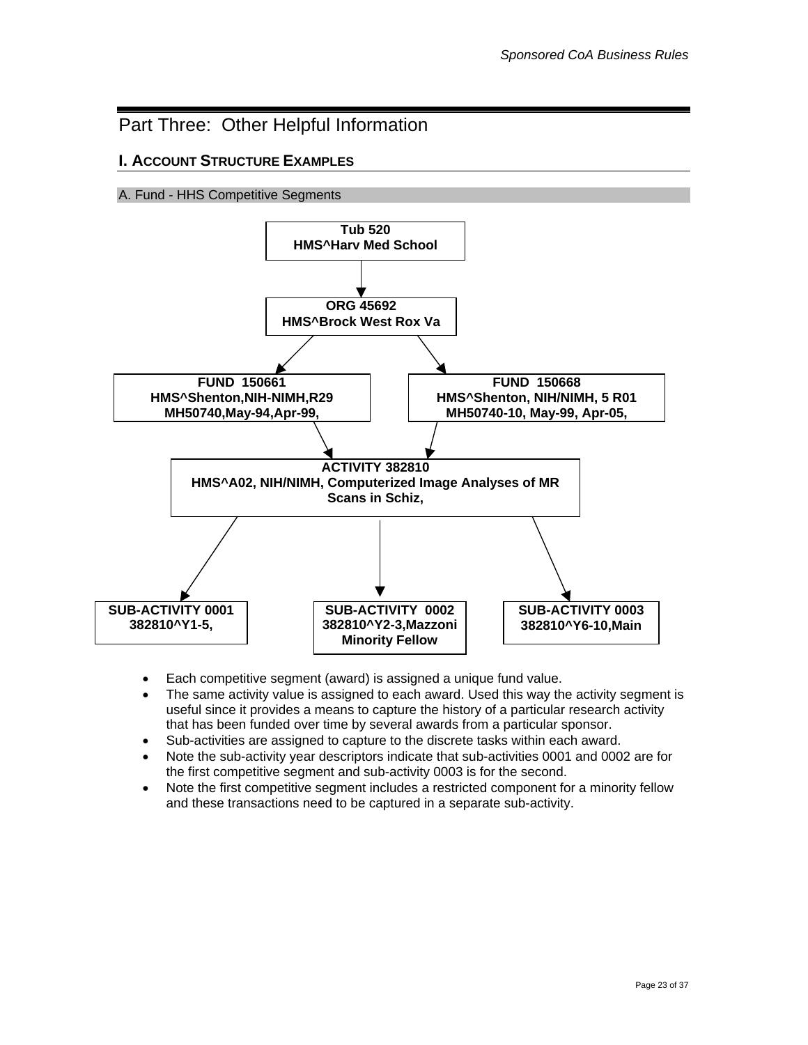# Part Three: Other Helpful Information

## I. Account Structure Examples

### A. Fund - HHS Competitive Segments

**Tub 520**
**HMS^Harv Med School**

↓

**ORG 45692**
**HMS^Brock West Rox Va**

↓ ↓

**FUND 150661**
**HMS^Shenton,NIH-NIMH,R29 MH50740,May-94,Apr-99,**

**FUND 150668**
**HMS^Shenton, NIH/NIMH, 5 R01 MH50740-10, May-99, Apr-05,**

↓ ↓

**ACTIVITY 382810**
**HMS^A02, NIH/NIMH, Computerized Image Analyses of MR Scans in Schiz,**

↓ ↓ ↓

**SUB-ACTIVITY 0001**
**382810^Y1-5,**

**SUB-ACTIVITY 0002**
**382810^Y2-3,Mazzoni Minority Fellow**

**SUB-ACTIVITY 0003**
**382810^Y6-10,Main**

- Each competitive segment (award) is assigned a unique fund value.
- The same activity value is assigned to each award. Used this way the activity segment is useful since it provides a means to capture the history of a particular research activity that has been funded over time by several awards from a particular sponsor.
- Sub-activities are assigned to capture to the discrete tasks within each award.
- Note the sub-activity year descriptors indicate that sub-activities 0001 and 0002 are for the first competitive segment and sub-activity 0003 is for the second.
- Note the first competitive segment includes a restricted component for a minority fellow and these transactions need to be captured in a separate sub-activity.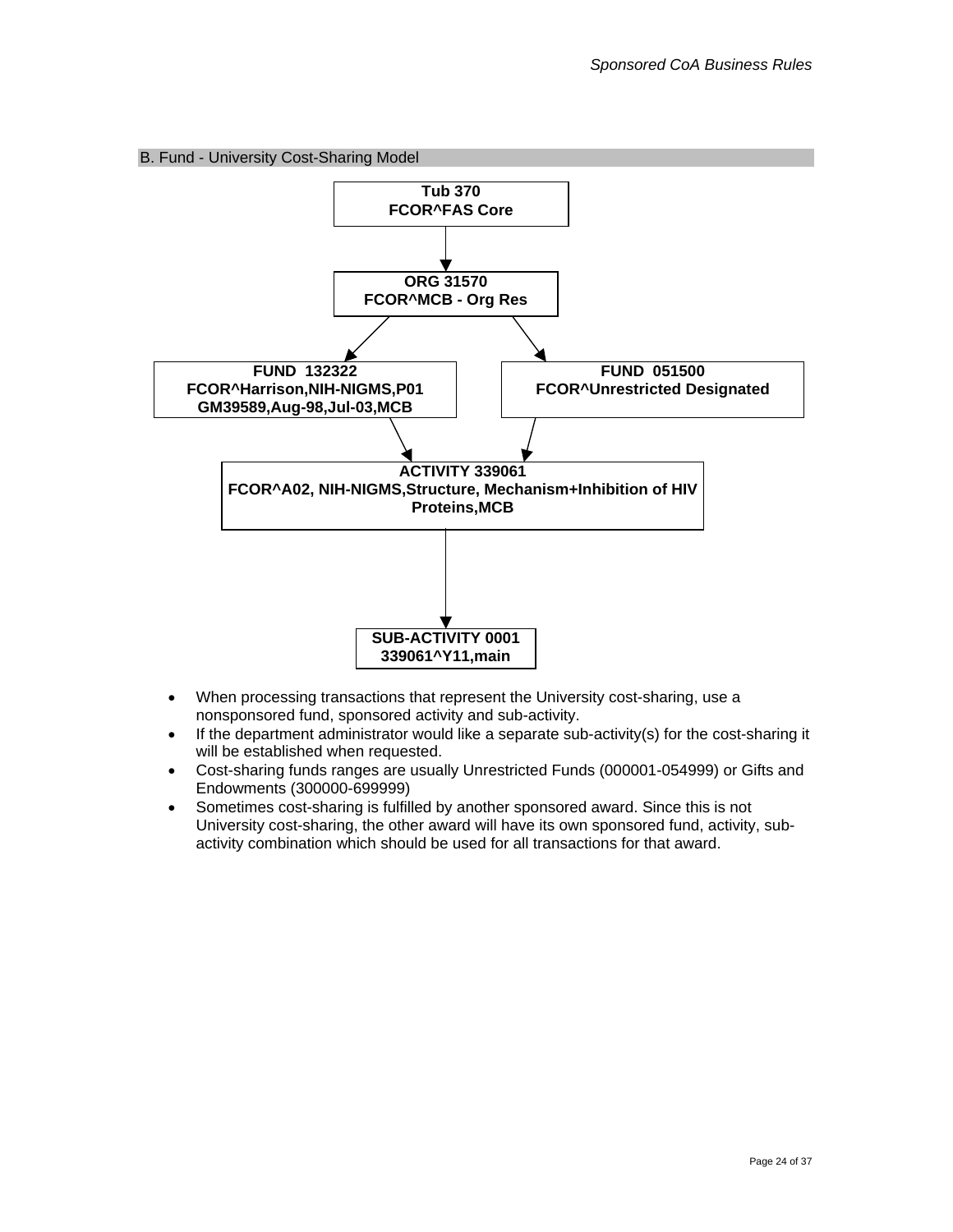## B. Fund - University Cost-Sharing Model

**Tub 370**
**FCOR^FAS Core**

↓

**ORG 31570**
**FCOR^MCB - Org Res**

↓ ↓

**FUND 132322**
**FCOR^Harrison,NIH-NIGMS,P01 GM39589,Aug-98,Jul-03,MCB**

**FUND 051500**
**FCOR^Unrestricted Designated**

↓ ↓

**ACTIVITY 339061**
**FCOR^A02, NIH-NIGMS,Structure, Mechanism+Inhibition of HIV Proteins,MCB**

↓

**SUB-ACTIVITY 0001**
**339061^Y11,main**

- When processing transactions that represent the University cost-sharing, use a nonsponsored fund, sponsored activity and sub-activity.
- If the department administrator would like a separate sub-activity(s) for the cost-sharing it will be established when requested.
- Cost-sharing funds ranges are usually Unrestricted Funds (000001-054999) or Gifts and Endowments (300000-699999)
- Sometimes cost-sharing is fulfilled by another sponsored award. Since this is not University cost-sharing, the other award will have its own sponsored fund, activity, sub-activity combination which should be used for all transactions for that award.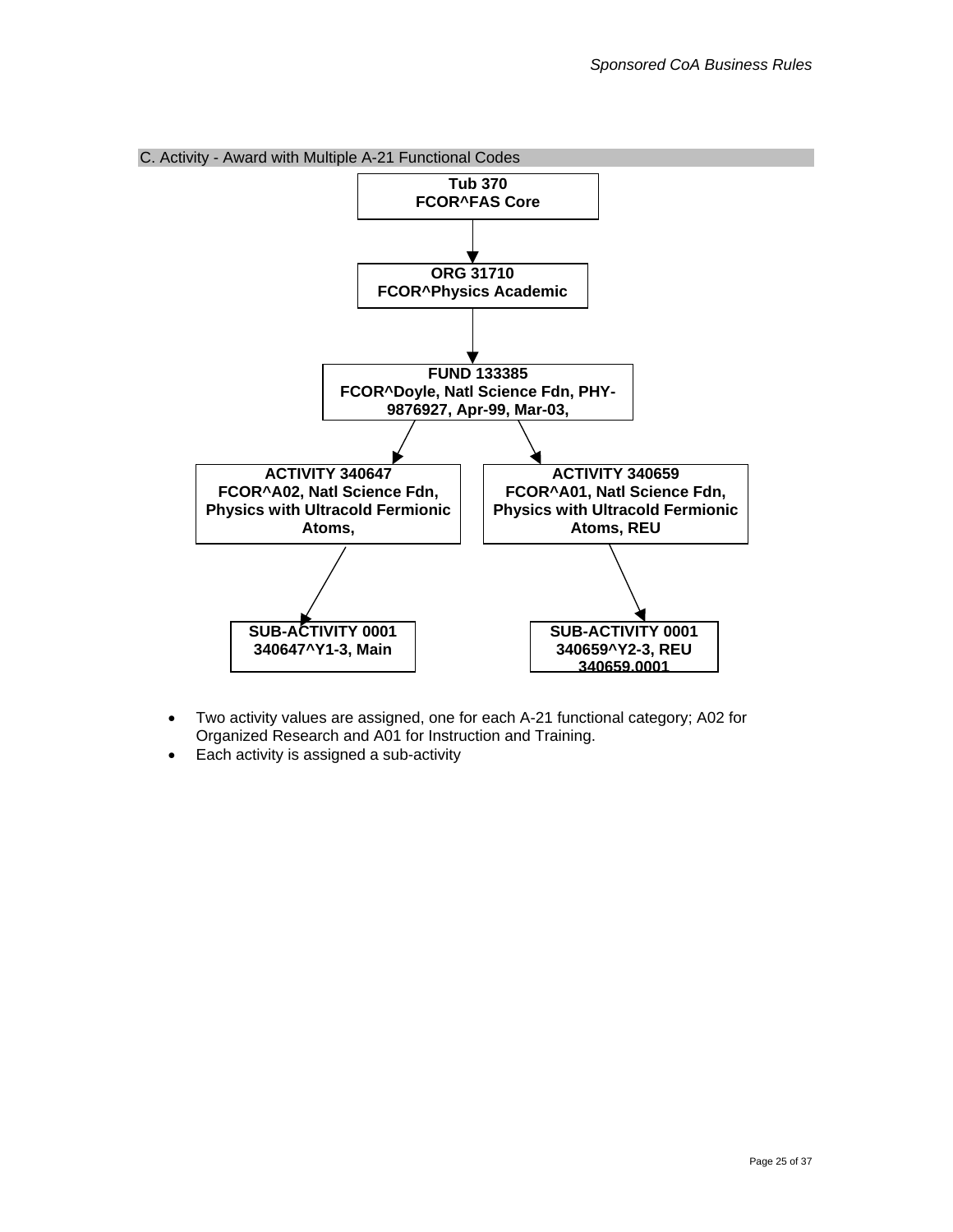### C. Activity - Award with Multiple A-21 Functional Codes

**Tub 370**
**FCOR^FAS Core**

↓

**ORG 31710**
**FCOR^Physics Academic**

↓

**FUND 133385**
**FCOR^Doyle, Natl Science Fdn, PHY-9876927, Apr-99, Mar-03,**

↓

**ACTIVITY 340647**
**FCOR^A02, Natl Science Fdn, Physics with Ultracold Fermionic Atoms,**

↓

**SUB-ACTIVITY 0001**
**340647^Y1-3, Main**

**ACTIVITY 340659**
**FCOR^A01, Natl Science Fdn, Physics with Ultracold Fermionic Atoms, REU**

↓

**SUB-ACTIVITY 0001**
**340659^Y2-3, REU**
**340659.0001**

- Two activity values are assigned, one for each A-21 functional category; A02 for Organized Research and A01 for Instruction and Training.
- Each activity is assigned a sub-activity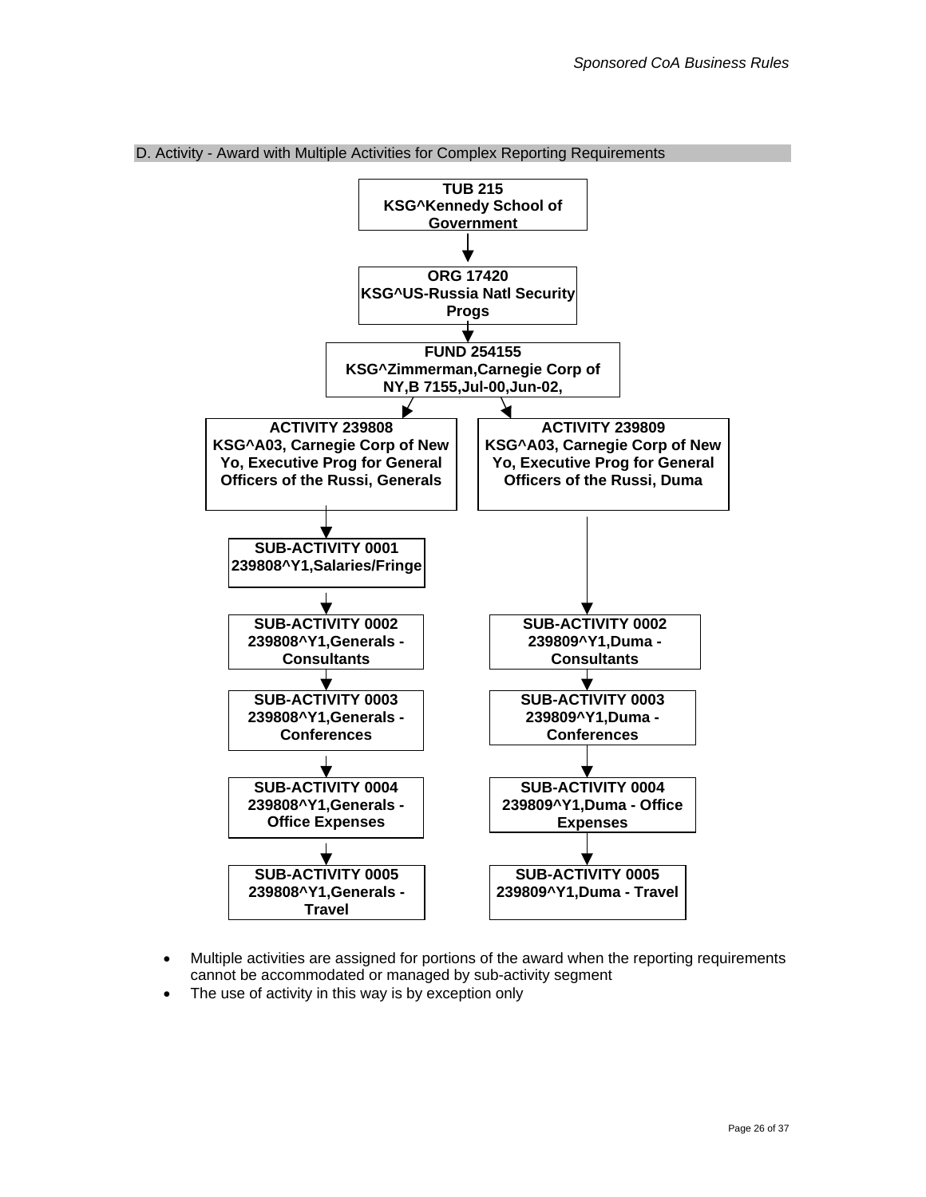### D. Activity - Award with Multiple Activities for Complex Reporting Requirements

**TUB 215**
**KSG^Kennedy School of Government**

↓

**ORG 17420**
**KSG^US-Russia Natl Security Progs**

↓

**FUND 254155**
**KSG^Zimmerman,Carnegie Corp of NY,B 7155,Jul-00,Jun-02,**

↓

**ACTIVITY 239808**
**KSG^A03, Carnegie Corp of New Yo, Executive Prog for General Officers of the Russi, Generals**

- **SUB-ACTIVITY 0001** — **239808^Y1,Salaries/Fringe**
- **SUB-ACTIVITY 0002** — **239808^Y1,Generals - Consultants**
- **SUB-ACTIVITY 0003** — **239808^Y1,Generals - Conferences**
- **SUB-ACTIVITY 0004** — **239808^Y1,Generals - Office Expenses**
- **SUB-ACTIVITY 0005** — **239808^Y1,Generals - Travel**

**ACTIVITY 239809**
**KSG^A03, Carnegie Corp of New Yo, Executive Prog for General Officers of the Russi, Duma**

- **SUB-ACTIVITY 0002** — **239809^Y1,Duma - Consultants**
- **SUB-ACTIVITY 0003** — **239809^Y1,Duma - Conferences**
- **SUB-ACTIVITY 0004** — **239809^Y1,Duma - Office Expenses**
- **SUB-ACTIVITY 0005** — **239809^Y1,Duma - Travel**

- Multiple activities are assigned for portions of the award when the reporting requirements cannot be accommodated or managed by sub-activity segment
- The use of activity in this way is by exception only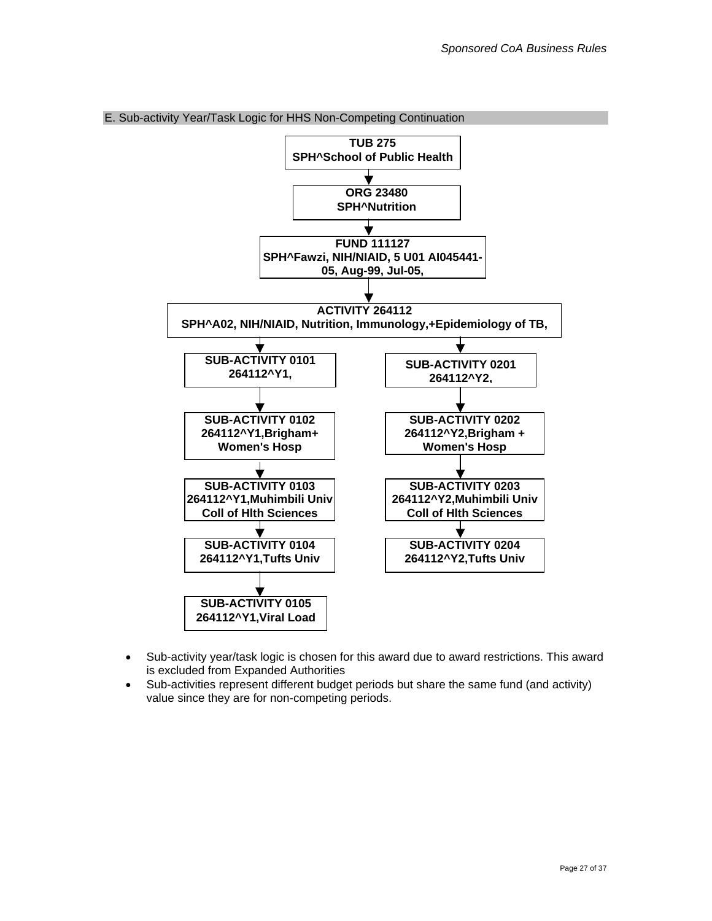### E. Sub-activity Year/Task Logic for HHS Non-Competing Continuation

**TUB 275**
**SPH^School of Public Health**

↓

**ORG 23480**
**SPH^Nutrition**

↓

**FUND 111127**
**SPH^Fawzi, NIH/NIAID, 5 U01 AI045441-05, Aug-99, Jul-05,**

↓

**ACTIVITY 264112**
**SPH^A02, NIH/NIAID, Nutrition, Immunology,+Epidemiology of TB,**

↓

- **SUB-ACTIVITY 0101** — **264112^Y1,**
  - ↓ **SUB-ACTIVITY 0102** — **264112^Y1,Brigham+ Women's Hosp**
  - ↓ **SUB-ACTIVITY 0103** — **264112^Y1,Muhimbili Univ Coll of Hlth Sciences**
  - ↓ **SUB-ACTIVITY 0104** — **264112^Y1,Tufts Univ**
  - ↓ **SUB-ACTIVITY 0105** — **264112^Y1,Viral Load**
- **SUB-ACTIVITY 0201** — **264112^Y2,**
  - ↓ **SUB-ACTIVITY 0202** — **264112^Y2,Brigham + Women's Hosp**
  - ↓ **SUB-ACTIVITY 0203** — **264112^Y2,Muhimbili Univ Coll of Hlth Sciences**
  - ↓ **SUB-ACTIVITY 0204** — **264112^Y2,Tufts Univ**

- Sub-activity year/task logic is chosen for this award due to award restrictions. This award is excluded from Expanded Authorities
- Sub-activities represent different budget periods but share the same fund (and activity) value since they are for non-competing periods.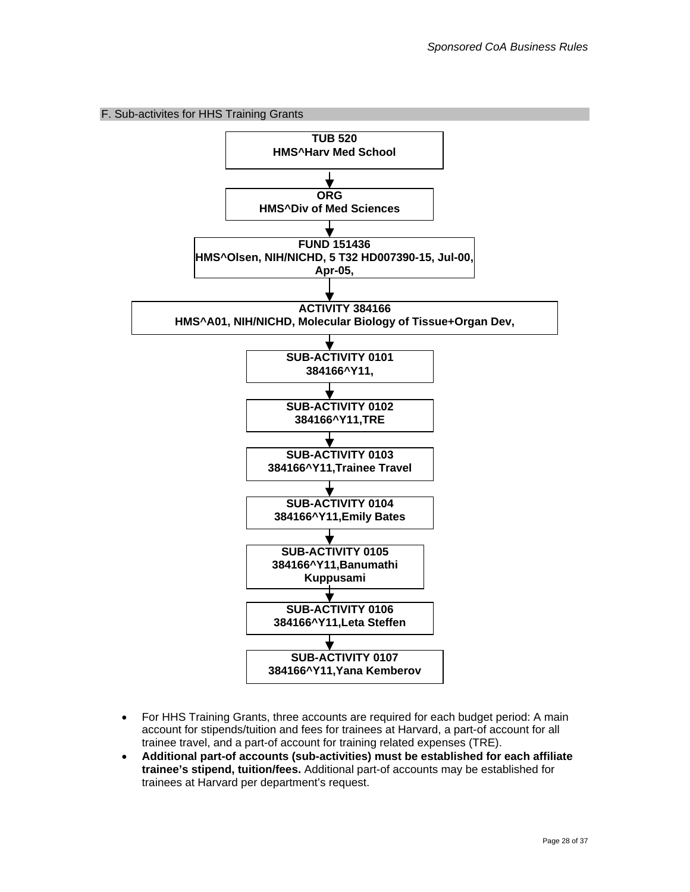## F. Sub-activites for HHS Training Grants

**TUB 520**
**HMS^Harv Med School**

↓

**ORG**
**HMS^Div of Med Sciences**

↓

**FUND 151436**
**HMS^Olsen, NIH/NICHD, 5 T32 HD007390-15, Jul-00, Apr-05,**

↓

**ACTIVITY 384166**
**HMS^A01, NIH/NICHD, Molecular Biology of Tissue+Organ Dev,**

↓

**SUB-ACTIVITY 0101**
**384166^Y11,**

↓

**SUB-ACTIVITY 0102**
**384166^Y11,TRE**

↓

**SUB-ACTIVITY 0103**
**384166^Y11,Trainee Travel**

↓

**SUB-ACTIVITY 0104**
**384166^Y11,Emily Bates**

↓

**SUB-ACTIVITY 0105**
**384166^Y11,Banumathi Kuppusami**

↓

**SUB-ACTIVITY 0106**
**384166^Y11,Leta Steffen**

↓

**SUB-ACTIVITY 0107**
**384166^Y11,Yana Kemberov**

- For HHS Training Grants, three accounts are required for each budget period: A main account for stipends/tuition and fees for trainees at Harvard, a part-of account for all trainee travel, and a part-of account for training related expenses (TRE).
- **Additional part-of accounts (sub-activities) must be established for each affiliate trainee's stipend, tuition/fees.** Additional part-of accounts may be established for trainees at Harvard per department's request.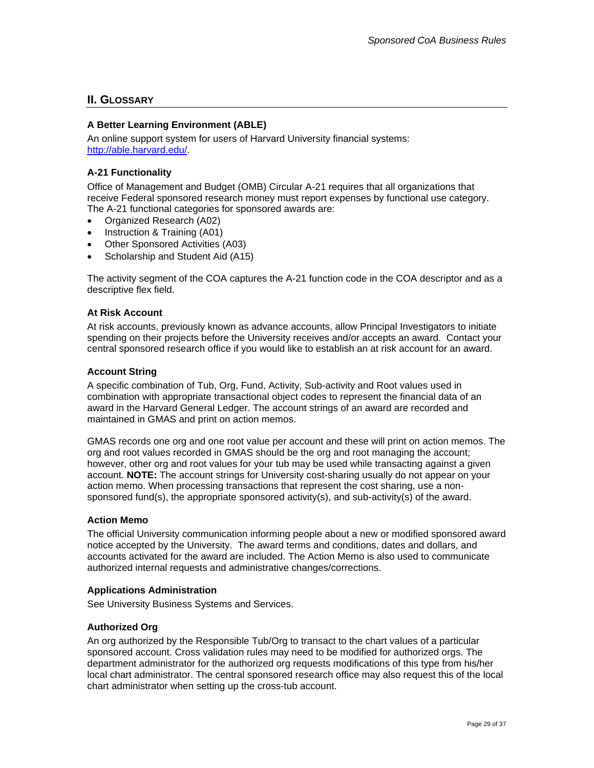## II. Glossary

### A Better Learning Environment (ABLE)

An online support system for users of Harvard University financial systems: [http://able.harvard.edu/](http://able.harvard.edu/).

### A-21 Functionality

Office of Management and Budget (OMB) Circular A-21 requires that all organizations that receive Federal sponsored research money must report expenses by functional use category. The A-21 functional categories for sponsored awards are:

- Organized Research (A02)
- Instruction & Training (A01)
- Other Sponsored Activities (A03)
- Scholarship and Student Aid (A15)

The activity segment of the COA captures the A-21 function code in the COA descriptor and as a descriptive flex field.

### At Risk Account

At risk accounts, previously known as advance accounts, allow Principal Investigators to initiate spending on their projects before the University receives and/or accepts an award. Contact your central sponsored research office if you would like to establish an at risk account for an award.

### Account String

A specific combination of Tub, Org, Fund, Activity, Sub-activity and Root values used in combination with appropriate transactional object codes to represent the financial data of an award in the Harvard General Ledger. The account strings of an award are recorded and maintained in GMAS and print on action memos.

GMAS records one org and one root value per account and these will print on action memos. The org and root values recorded in GMAS should be the org and root managing the account; however, other org and root values for your tub may be used while transacting against a given account. **NOTE:** The account strings for University cost-sharing usually do not appear on your action memo. When processing transactions that represent the cost sharing, use a non-sponsored fund(s), the appropriate sponsored activity(s), and sub-activity(s) of the award.

### Action Memo

The official University communication informing people about a new or modified sponsored award notice accepted by the University. The award terms and conditions, dates and dollars, and accounts activated for the award are included. The Action Memo is also used to communicate authorized internal requests and administrative changes/corrections.

### Applications Administration

See University Business Systems and Services.

### Authorized Org

An org authorized by the Responsible Tub/Org to transact to the chart values of a particular sponsored account. Cross validation rules may need to be modified for authorized orgs. The department administrator for the authorized org requests modifications of this type from his/her local chart administrator. The central sponsored research office may also request this of the local chart administrator when setting up the cross-tub account.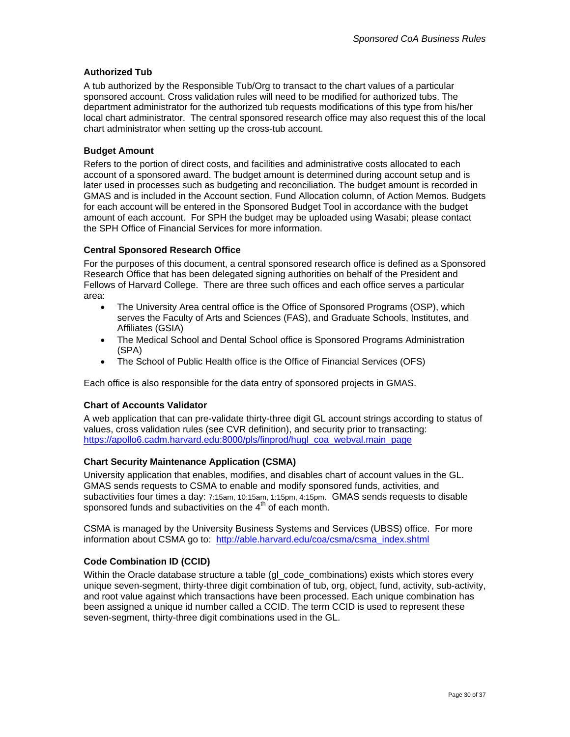### Authorized Tub

A tub authorized by the Responsible Tub/Org to transact to the chart values of a particular sponsored account. Cross validation rules will need to be modified for authorized tubs. The department administrator for the authorized tub requests modifications of this type from his/her local chart administrator. The central sponsored research office may also request this of the local chart administrator when setting up the cross-tub account.

### Budget Amount

Refers to the portion of direct costs, and facilities and administrative costs allocated to each account of a sponsored award. The budget amount is determined during account setup and is later used in processes such as budgeting and reconciliation. The budget amount is recorded in GMAS and is included in the Account section, Fund Allocation column, of Action Memos. Budgets for each account will be entered in the Sponsored Budget Tool in accordance with the budget amount of each account. For SPH the budget may be uploaded using Wasabi; please contact the SPH Office of Financial Services for more information.

### Central Sponsored Research Office

For the purposes of this document, a central sponsored research office is defined as a Sponsored Research Office that has been delegated signing authorities on behalf of the President and Fellows of Harvard College. There are three such offices and each office serves a particular area:

- The University Area central office is the Office of Sponsored Programs (OSP), which serves the Faculty of Arts and Sciences (FAS), and Graduate Schools, Institutes, and Affiliates (GSIA)
- The Medical School and Dental School office is Sponsored Programs Administration (SPA)
- The School of Public Health office is the Office of Financial Services (OFS)

Each office is also responsible for the data entry of sponsored projects in GMAS.

### Chart of Accounts Validator

A web application that can pre-validate thirty-three digit GL account strings according to status of values, cross validation rules (see CVR definition), and security prior to transacting: https://apollo6.cadm.harvard.edu:8000/pls/finprod/hugl_coa_webval.main_page

### Chart Security Maintenance Application (CSMA)

University application that enables, modifies, and disables chart of account values in the GL. GMAS sends requests to CSMA to enable and modify sponsored funds, activities, and subactivities four times a day: 7:15am, 10:15am, 1:15pm, 4:15pm. GMAS sends requests to disable sponsored funds and subactivities on the 4th of each month.

CSMA is managed by the University Business Systems and Services (UBSS) office. For more information about CSMA go to: http://able.harvard.edu/coa/csma/csma_index.shtml

### Code Combination ID (CCID)

Within the Oracle database structure a table (gl_code_combinations) exists which stores every unique seven-segment, thirty-three digit combination of tub, org, object, fund, activity, sub-activity, and root value against which transactions have been processed. Each unique combination has been assigned a unique id number called a CCID. The term CCID is used to represent these seven-segment, thirty-three digit combinations used in the GL.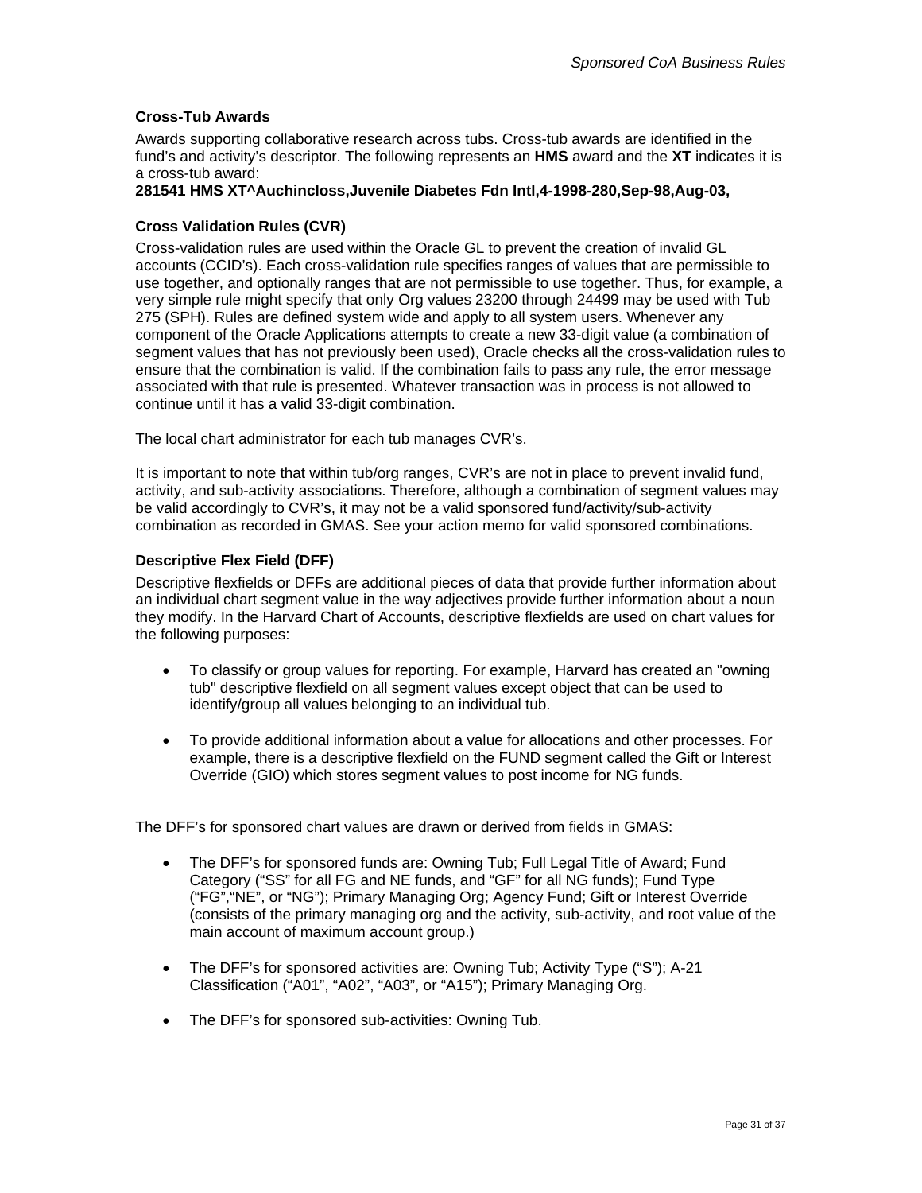### Cross-Tub Awards

Awards supporting collaborative research across tubs. Cross-tub awards are identified in the fund's and activity's descriptor. The following represents an **HMS** award and the **XT** indicates it is a cross-tub award:

**281541 HMS XT^Auchincloss,Juvenile Diabetes Fdn Intl,4-1998-280,Sep-98,Aug-03,**

### Cross Validation Rules (CVR)

Cross-validation rules are used within the Oracle GL to prevent the creation of invalid GL accounts (CCID's). Each cross-validation rule specifies ranges of values that are permissible to use together, and optionally ranges that are not permissible to use together. Thus, for example, a very simple rule might specify that only Org values 23200 through 24499 may be used with Tub 275 (SPH). Rules are defined system wide and apply to all system users. Whenever any component of the Oracle Applications attempts to create a new 33-digit value (a combination of segment values that has not previously been used), Oracle checks all the cross-validation rules to ensure that the combination is valid. If the combination fails to pass any rule, the error message associated with that rule is presented. Whatever transaction was in process is not allowed to continue until it has a valid 33-digit combination.

The local chart administrator for each tub manages CVR's.

It is important to note that within tub/org ranges, CVR's are not in place to prevent invalid fund, activity, and sub-activity associations. Therefore, although a combination of segment values may be valid accordingly to CVR's, it may not be a valid sponsored fund/activity/sub-activity combination as recorded in GMAS. See your action memo for valid sponsored combinations.

### Descriptive Flex Field (DFF)

Descriptive flexfields or DFFs are additional pieces of data that provide further information about an individual chart segment value in the way adjectives provide further information about a noun they modify. In the Harvard Chart of Accounts, descriptive flexfields are used on chart values for the following purposes:

- To classify or group values for reporting. For example, Harvard has created an "owning tub" descriptive flexfield on all segment values except object that can be used to identify/group all values belonging to an individual tub.
- To provide additional information about a value for allocations and other processes. For example, there is a descriptive flexfield on the FUND segment called the Gift or Interest Override (GIO) which stores segment values to post income for NG funds.

The DFF's for sponsored chart values are drawn or derived from fields in GMAS:

- The DFF's for sponsored funds are: Owning Tub; Full Legal Title of Award; Fund Category ("SS" for all FG and NE funds, and "GF" for all NG funds); Fund Type ("FG","NE", or "NG"); Primary Managing Org; Agency Fund; Gift or Interest Override (consists of the primary managing org and the activity, sub-activity, and root value of the main account of maximum account group.)
- The DFF's for sponsored activities are: Owning Tub; Activity Type ("S"); A-21 Classification ("A01", "A02", "A03", or "A15"); Primary Managing Org.
- The DFF's for sponsored sub-activities: Owning Tub.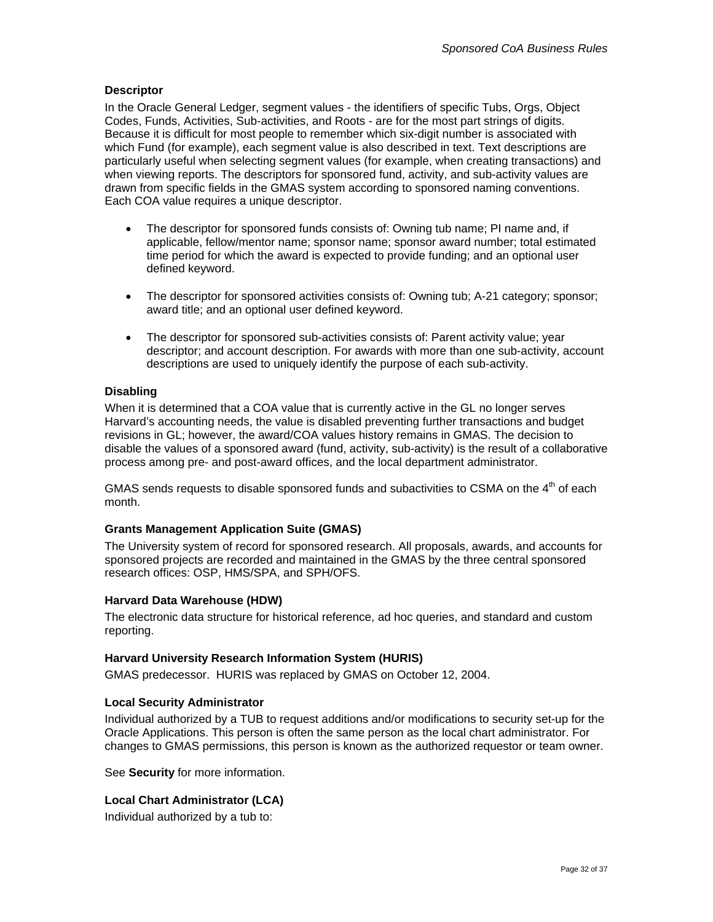### Descriptor

In the Oracle General Ledger, segment values - the identifiers of specific Tubs, Orgs, Object Codes, Funds, Activities, Sub-activities, and Roots - are for the most part strings of digits. Because it is difficult for most people to remember which six-digit number is associated with which Fund (for example), each segment value is also described in text. Text descriptions are particularly useful when selecting segment values (for example, when creating transactions) and when viewing reports. The descriptors for sponsored fund, activity, and sub-activity values are drawn from specific fields in the GMAS system according to sponsored naming conventions. Each COA value requires a unique descriptor.

- The descriptor for sponsored funds consists of: Owning tub name; PI name and, if applicable, fellow/mentor name; sponsor name; sponsor award number; total estimated time period for which the award is expected to provide funding; and an optional user defined keyword.
- The descriptor for sponsored activities consists of: Owning tub; A-21 category; sponsor; award title; and an optional user defined keyword.
- The descriptor for sponsored sub-activities consists of: Parent activity value; year descriptor; and account description. For awards with more than one sub-activity, account descriptions are used to uniquely identify the purpose of each sub-activity.

### Disabling

When it is determined that a COA value that is currently active in the GL no longer serves Harvard's accounting needs, the value is disabled preventing further transactions and budget revisions in GL; however, the award/COA values history remains in GMAS. The decision to disable the values of a sponsored award (fund, activity, sub-activity) is the result of a collaborative process among pre- and post-award offices, and the local department administrator.

GMAS sends requests to disable sponsored funds and subactivities to CSMA on the 4th of each month.

### Grants Management Application Suite (GMAS)

The University system of record for sponsored research. All proposals, awards, and accounts for sponsored projects are recorded and maintained in the GMAS by the three central sponsored research offices: OSP, HMS/SPA, and SPH/OFS.

### Harvard Data Warehouse (HDW)

The electronic data structure for historical reference, ad hoc queries, and standard and custom reporting.

### Harvard University Research Information System (HURIS)

GMAS predecessor. HURIS was replaced by GMAS on October 12, 2004.

### Local Security Administrator

Individual authorized by a TUB to request additions and/or modifications to security set-up for the Oracle Applications. This person is often the same person as the local chart administrator. For changes to GMAS permissions, this person is known as the authorized requestor or team owner.

See **Security** for more information.

### Local Chart Administrator (LCA)

Individual authorized by a tub to: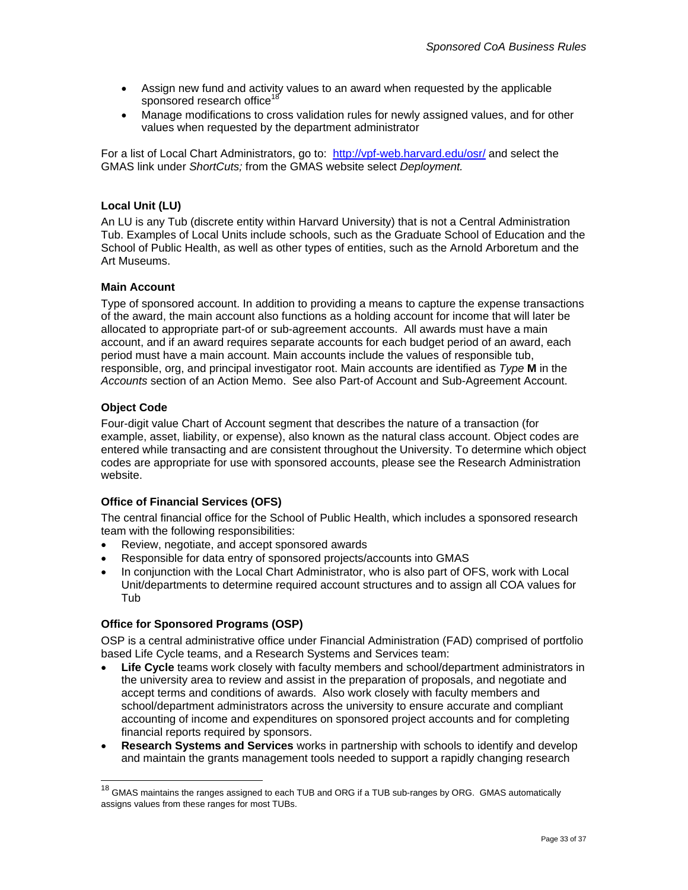- Assign new fund and activity values to an award when requested by the applicable sponsored research office[18]
- Manage modifications to cross validation rules for newly assigned values, and for other values when requested by the department administrator

For a list of Local Chart Administrators, go to: http://vpf-web.harvard.edu/osr/ and select the GMAS link under *ShortCuts;* from the GMAS website select *Deployment.*

#### Local Unit (LU)

An LU is any Tub (discrete entity within Harvard University) that is not a Central Administration Tub. Examples of Local Units include schools, such as the Graduate School of Education and the School of Public Health, as well as other types of entities, such as the Arnold Arboretum and the Art Museums.

#### Main Account

Type of sponsored account. In addition to providing a means to capture the expense transactions of the award, the main account also functions as a holding account for income that will later be allocated to appropriate part-of or sub-agreement accounts. All awards must have a main account, and if an award requires separate accounts for each budget period of an award, each period must have a main account. Main accounts include the values of responsible tub, responsible, org, and principal investigator root. Main accounts are identified as *Type* **M** in the *Accounts* section of an Action Memo. See also Part-of Account and Sub-Agreement Account.

#### Object Code

Four-digit value Chart of Account segment that describes the nature of a transaction (for example, asset, liability, or expense), also known as the natural class account. Object codes are entered while transacting and are consistent throughout the University. To determine which object codes are appropriate for use with sponsored accounts, please see the Research Administration website.

#### Office of Financial Services (OFS)

The central financial office for the School of Public Health, which includes a sponsored research team with the following responsibilities:

- Review, negotiate, and accept sponsored awards
- Responsible for data entry of sponsored projects/accounts into GMAS
- In conjunction with the Local Chart Administrator, who is also part of OFS, work with Local Unit/departments to determine required account structures and to assign all COA values for Tub

#### Office for Sponsored Programs (OSP)

OSP is a central administrative office under Financial Administration (FAD) comprised of portfolio based Life Cycle teams, and a Research Systems and Services team:

- **Life Cycle** teams work closely with faculty members and school/department administrators in the university area to review and assist in the preparation of proposals, and negotiate and accept terms and conditions of awards. Also work closely with faculty members and school/department administrators across the university to ensure accurate and compliant accounting of income and expenditures on sponsored project accounts and for completing financial reports required by sponsors.
- **Research Systems and Services** works in partnership with schools to identify and develop and maintain the grants management tools needed to support a rapidly changing research

[18] GMAS maintains the ranges assigned to each TUB and ORG if a TUB sub-ranges by ORG. GMAS automatically assigns values from these ranges for most TUBs.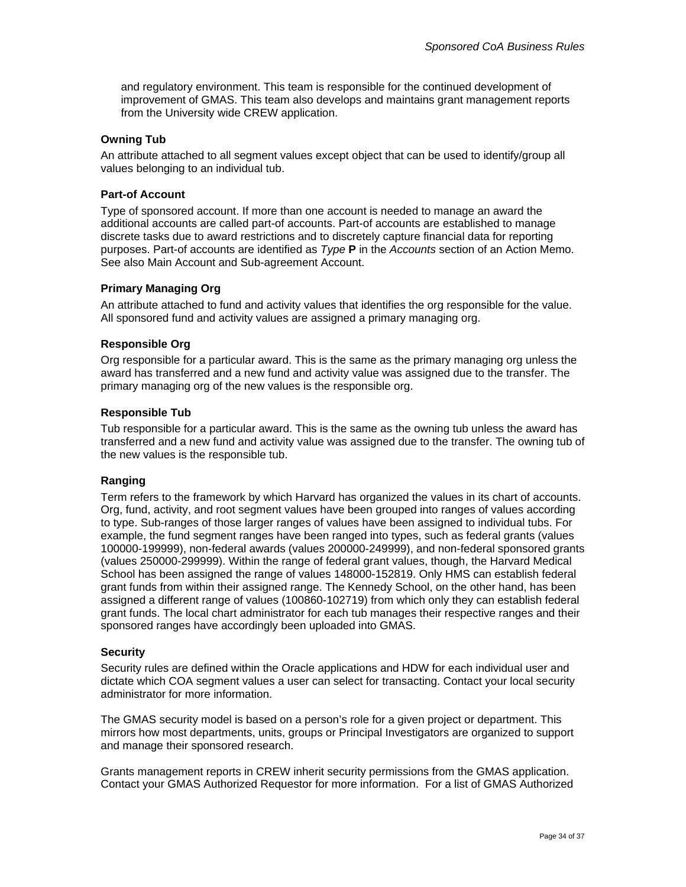and regulatory environment. This team is responsible for the continued development of improvement of GMAS. This team also develops and maintains grant management reports from the University wide CREW application.

**Owning Tub**

An attribute attached to all segment values except object that can be used to identify/group all values belonging to an individual tub.

**Part-of Account**

Type of sponsored account. If more than one account is needed to manage an award the additional accounts are called part-of accounts. Part-of accounts are established to manage discrete tasks due to award restrictions and to discretely capture financial data for reporting purposes. Part-of accounts are identified as *Type* **P** in the *Accounts* section of an Action Memo. See also Main Account and Sub-agreement Account.

**Primary Managing Org**

An attribute attached to fund and activity values that identifies the org responsible for the value. All sponsored fund and activity values are assigned a primary managing org.

**Responsible Org**

Org responsible for a particular award. This is the same as the primary managing org unless the award has transferred and a new fund and activity value was assigned due to the transfer. The primary managing org of the new values is the responsible org.

**Responsible Tub**

Tub responsible for a particular award. This is the same as the owning tub unless the award has transferred and a new fund and activity value was assigned due to the transfer. The owning tub of the new values is the responsible tub.

**Ranging**

Term refers to the framework by which Harvard has organized the values in its chart of accounts. Org, fund, activity, and root segment values have been grouped into ranges of values according to type. Sub-ranges of those larger ranges of values have been assigned to individual tubs. For example, the fund segment ranges have been ranged into types, such as federal grants (values 100000-199999), non-federal awards (values 200000-249999), and non-federal sponsored grants (values 250000-299999). Within the range of federal grant values, though, the Harvard Medical School has been assigned the range of values 148000-152819. Only HMS can establish federal grant funds from within their assigned range. The Kennedy School, on the other hand, has been assigned a different range of values (100860-102719) from which only they can establish federal grant funds. The local chart administrator for each tub manages their respective ranges and their sponsored ranges have accordingly been uploaded into GMAS.

**Security**

Security rules are defined within the Oracle applications and HDW for each individual user and dictate which COA segment values a user can select for transacting. Contact your local security administrator for more information.

The GMAS security model is based on a person's role for a given project or department. This mirrors how most departments, units, groups or Principal Investigators are organized to support and manage their sponsored research.

Grants management reports in CREW inherit security permissions from the GMAS application. Contact your GMAS Authorized Requestor for more information. For a list of GMAS Authorized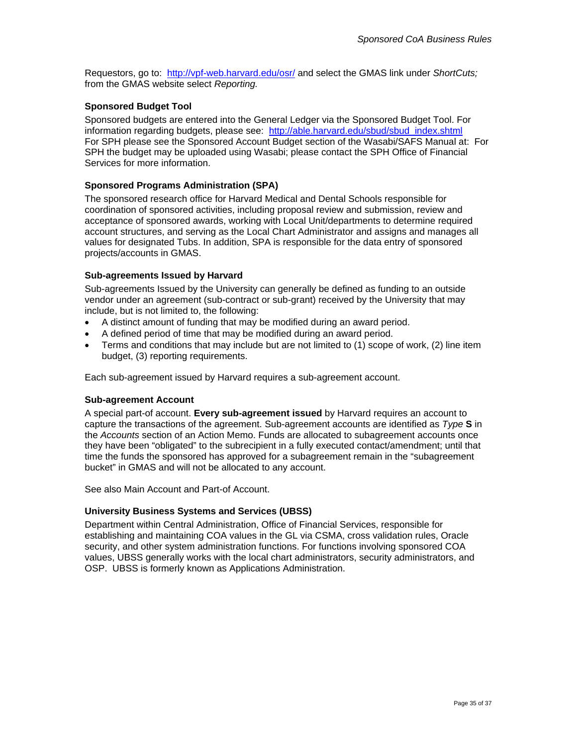Requestors, go to: [http://vpf-web.harvard.edu/osr/](http://vpf-web.harvard.edu/osr/) and select the GMAS link under *ShortCuts;* from the GMAS website select *Reporting.*

### Sponsored Budget Tool

Sponsored budgets are entered into the General Ledger via the Sponsored Budget Tool. For information regarding budgets, please see: [http://able.harvard.edu/sbud/sbud_index.shtml](http://able.harvard.edu/sbud/sbud_index.shtml) For SPH please see the Sponsored Account Budget section of the Wasabi/SAFS Manual at: For SPH the budget may be uploaded using Wasabi; please contact the SPH Office of Financial Services for more information.

### Sponsored Programs Administration (SPA)

The sponsored research office for Harvard Medical and Dental Schools responsible for coordination of sponsored activities, including proposal review and submission, review and acceptance of sponsored awards, working with Local Unit/departments to determine required account structures, and serving as the Local Chart Administrator and assigns and manages all values for designated Tubs. In addition, SPA is responsible for the data entry of sponsored projects/accounts in GMAS.

### Sub-agreements Issued by Harvard

Sub-agreements Issued by the University can generally be defined as funding to an outside vendor under an agreement (sub-contract or sub-grant) received by the University that may include, but is not limited to, the following:

- A distinct amount of funding that may be modified during an award period.
- A defined period of time that may be modified during an award period.
- Terms and conditions that may include but are not limited to (1) scope of work, (2) line item budget, (3) reporting requirements.

Each sub-agreement issued by Harvard requires a sub-agreement account.

### Sub-agreement Account

A special part-of account. **Every sub-agreement issued** by Harvard requires an account to capture the transactions of the agreement. Sub-agreement accounts are identified as *Type* **S** in the *Accounts* section of an Action Memo. Funds are allocated to subagreement accounts once they have been "obligated" to the subrecipient in a fully executed contact/amendment; until that time the funds the sponsored has approved for a subagreement remain in the "subagreement bucket" in GMAS and will not be allocated to any account.

See also Main Account and Part-of Account.

### University Business Systems and Services (UBSS)

Department within Central Administration, Office of Financial Services, responsible for establishing and maintaining COA values in the GL via CSMA, cross validation rules, Oracle security, and other system administration functions. For functions involving sponsored COA values, UBSS generally works with the local chart administrators, security administrators, and OSP. UBSS is formerly known as Applications Administration.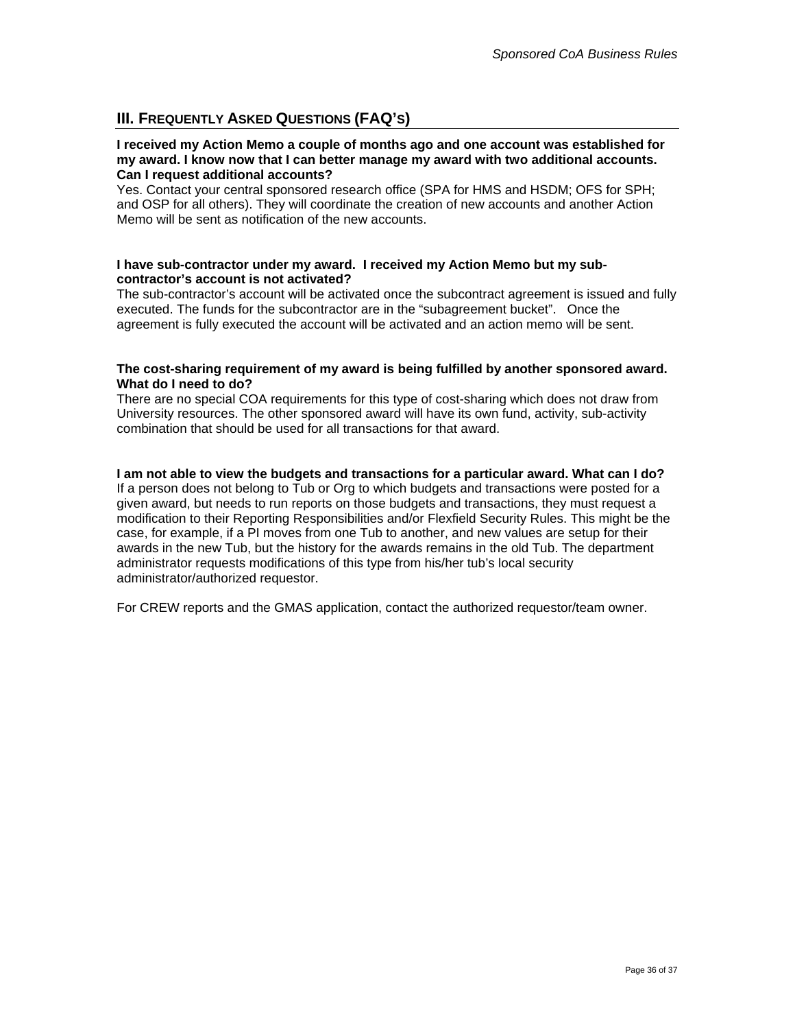## III. Frequently Asked Questions (FAQ's)

**I received my Action Memo a couple of months ago and one account was established for my award. I know now that I can better manage my award with two additional accounts. Can I request additional accounts?**

Yes. Contact your central sponsored research office (SPA for HMS and HSDM; OFS for SPH; and OSP for all others). They will coordinate the creation of new accounts and another Action Memo will be sent as notification of the new accounts.

**I have sub-contractor under my award. I received my Action Memo but my sub-contractor's account is not activated?**

The sub-contractor's account will be activated once the subcontract agreement is issued and fully executed. The funds for the subcontractor are in the "subagreement bucket". Once the agreement is fully executed the account will be activated and an action memo will be sent.

**The cost-sharing requirement of my award is being fulfilled by another sponsored award. What do I need to do?**

There are no special COA requirements for this type of cost-sharing which does not draw from University resources. The other sponsored award will have its own fund, activity, sub-activity combination that should be used for all transactions for that award.

**I am not able to view the budgets and transactions for a particular award. What can I do?**

If a person does not belong to Tub or Org to which budgets and transactions were posted for a given award, but needs to run reports on those budgets and transactions, they must request a modification to their Reporting Responsibilities and/or Flexfield Security Rules. This might be the case, for example, if a PI moves from one Tub to another, and new values are setup for their awards in the new Tub, but the history for the awards remains in the old Tub. The department administrator requests modifications of this type from his/her tub's local security administrator/authorized requestor.

For CREW reports and the GMAS application, contact the authorized requestor/team owner.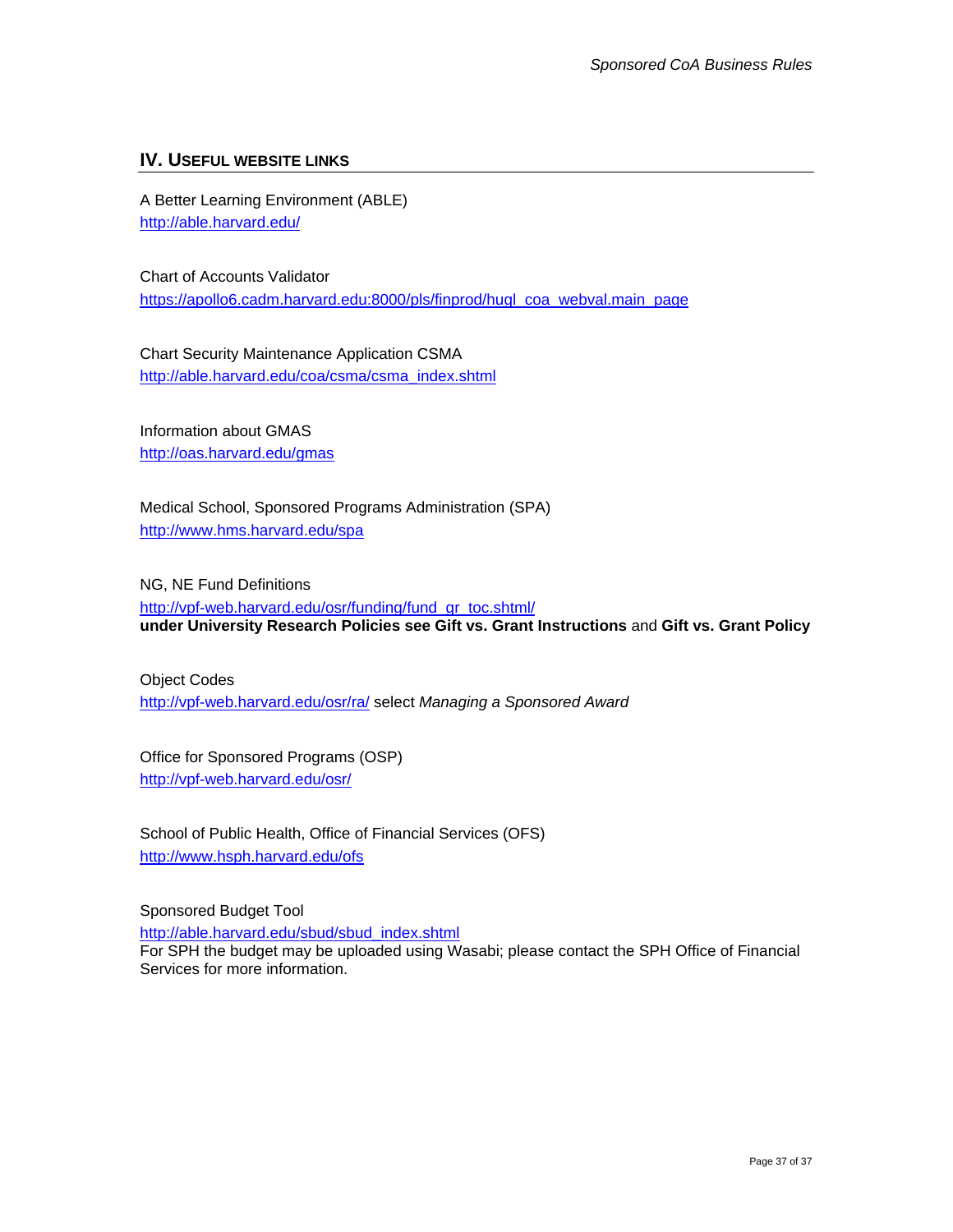## IV. USEFUL WEBSITE LINKS

A Better Learning Environment (ABLE)
http://able.harvard.edu/

Chart of Accounts Validator
https://apollo6.cadm.harvard.edu:8000/pls/finprod/hugl_coa_webval.main_page

Chart Security Maintenance Application CSMA
http://able.harvard.edu/coa/csma/csma_index.shtml

Information about GMAS
http://oas.harvard.edu/gmas

Medical School, Sponsored Programs Administration (SPA)
http://www.hms.harvard.edu/spa

NG, NE Fund Definitions
http://vpf-web.harvard.edu/osr/funding/fund_gr_toc.shtml/
**under University Research Policies see Gift vs. Grant Instructions** and **Gift vs. Grant Policy**

Object Codes
http://vpf-web.harvard.edu/osr/ra/ select *Managing a Sponsored Award*

Office for Sponsored Programs (OSP)
http://vpf-web.harvard.edu/osr/

School of Public Health, Office of Financial Services (OFS)
http://www.hsph.harvard.edu/ofs

Sponsored Budget Tool
http://able.harvard.edu/sbud/sbud_index.shtml
For SPH the budget may be uploaded using Wasabi; please contact the SPH Office of Financial Services for more information.